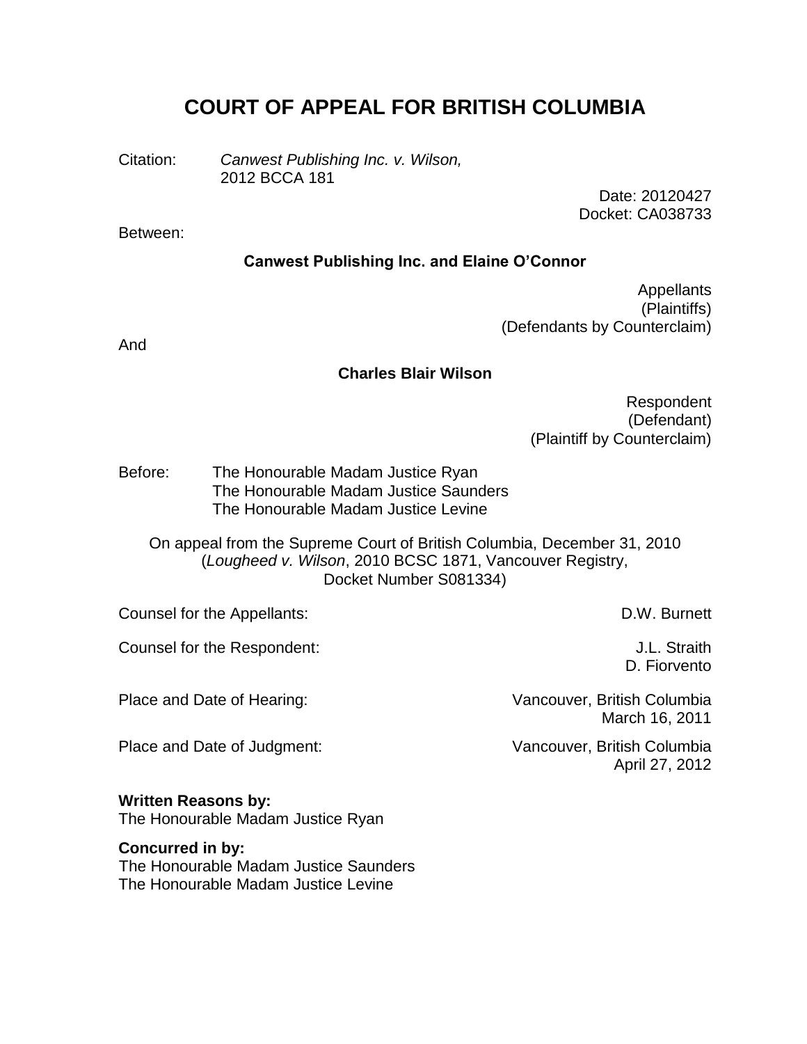# COURT OF APPEAL FOR BRITISH COLUMBIA

Citation: *Canwest Publishing Inc. v. Wilson,* 2012 BCCA 181

Date: 20120427
Docket: CA038733

Between:

**Canwest Publishing Inc. and Elaine O'Connor**

Appellants
(Plaintiffs)
(Defendants by Counterclaim)

And

**Charles Blair Wilson**

Respondent
(Defendant)
(Plaintiff by Counterclaim)

Before: The Honourable Madam Justice Ryan
The Honourable Madam Justice Saunders
The Honourable Madam Justice Levine

On appeal from the Supreme Court of British Columbia, December 31, 2010
(*Lougheed v. Wilson*, 2010 BCSC 1871, Vancouver Registry,
Docket Number S081334)

Counsel for the Appellants: D.W. Burnett

Counsel for the Respondent: J.L. Straith
D. Fiorvento

Place and Date of Hearing: Vancouver, British Columbia
March 16, 2011

Place and Date of Judgment: Vancouver, British Columbia
April 27, 2012

**Written Reasons by:**
The Honourable Madam Justice Ryan

**Concurred in by:**
The Honourable Madam Justice Saunders
The Honourable Madam Justice Levine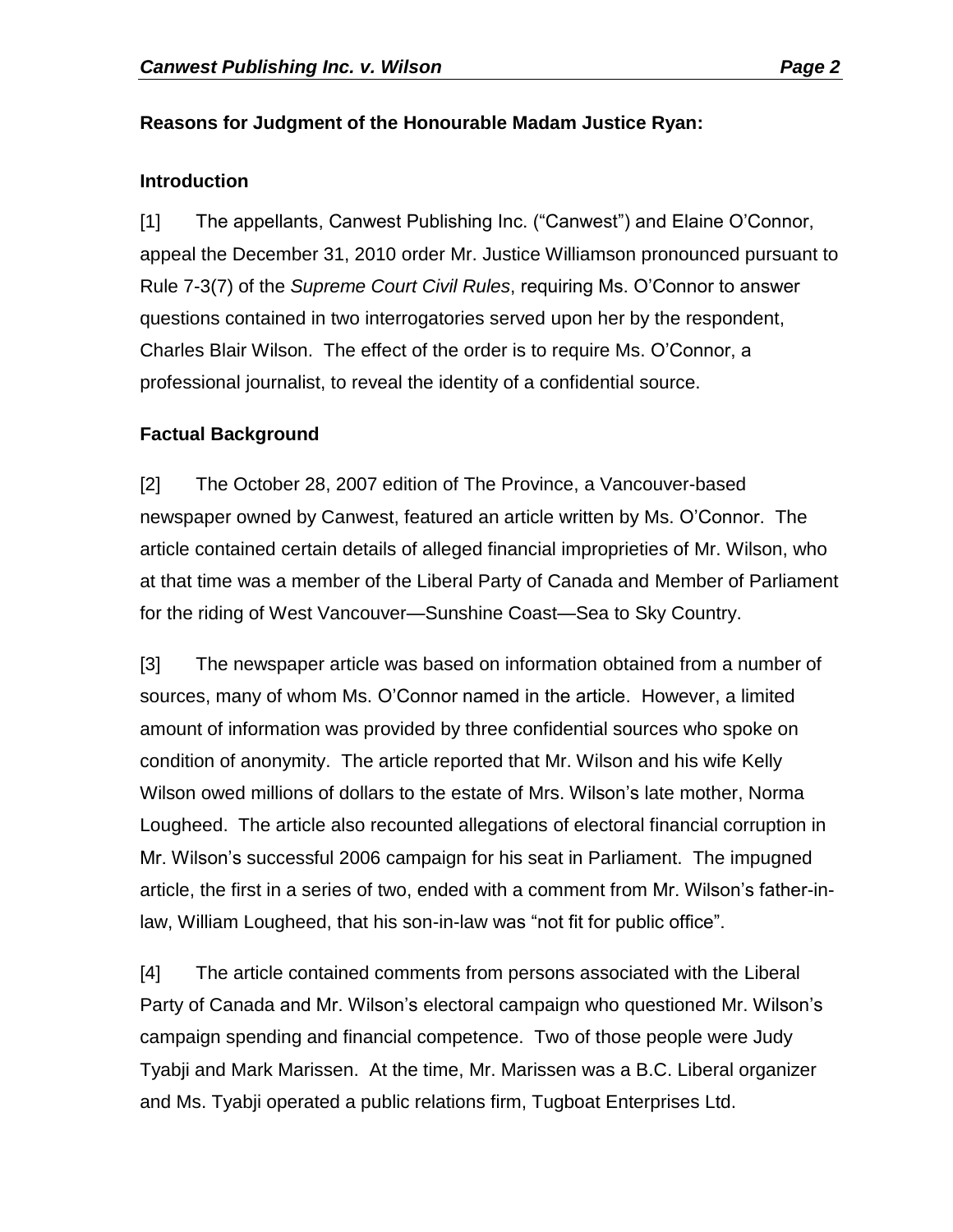**Reasons for Judgment of the Honourable Madam Justice Ryan:**

**Introduction**

[1] The appellants, Canwest Publishing Inc. ("Canwest") and Elaine O'Connor, appeal the December 31, 2010 order Mr. Justice Williamson pronounced pursuant to Rule 7-3(7) of the *Supreme Court Civil Rules*, requiring Ms. O'Connor to answer questions contained in two interrogatories served upon her by the respondent, Charles Blair Wilson. The effect of the order is to require Ms. O'Connor, a professional journalist, to reveal the identity of a confidential source.

**Factual Background**

[2] The October 28, 2007 edition of The Province, a Vancouver-based newspaper owned by Canwest, featured an article written by Ms. O'Connor. The article contained certain details of alleged financial improprieties of Mr. Wilson, who at that time was a member of the Liberal Party of Canada and Member of Parliament for the riding of West Vancouver—Sunshine Coast—Sea to Sky Country.

[3] The newspaper article was based on information obtained from a number of sources, many of whom Ms. O'Connor named in the article. However, a limited amount of information was provided by three confidential sources who spoke on condition of anonymity. The article reported that Mr. Wilson and his wife Kelly Wilson owed millions of dollars to the estate of Mrs. Wilson's late mother, Norma Lougheed. The article also recounted allegations of electoral financial corruption in Mr. Wilson's successful 2006 campaign for his seat in Parliament. The impugned article, the first in a series of two, ended with a comment from Mr. Wilson's father-in-law, William Lougheed, that his son-in-law was "not fit for public office".

[4] The article contained comments from persons associated with the Liberal Party of Canada and Mr. Wilson's electoral campaign who questioned Mr. Wilson's campaign spending and financial competence. Two of those people were Judy Tyabji and Mark Marissen. At the time, Mr. Marissen was a B.C. Liberal organizer and Ms. Tyabji operated a public relations firm, Tugboat Enterprises Ltd.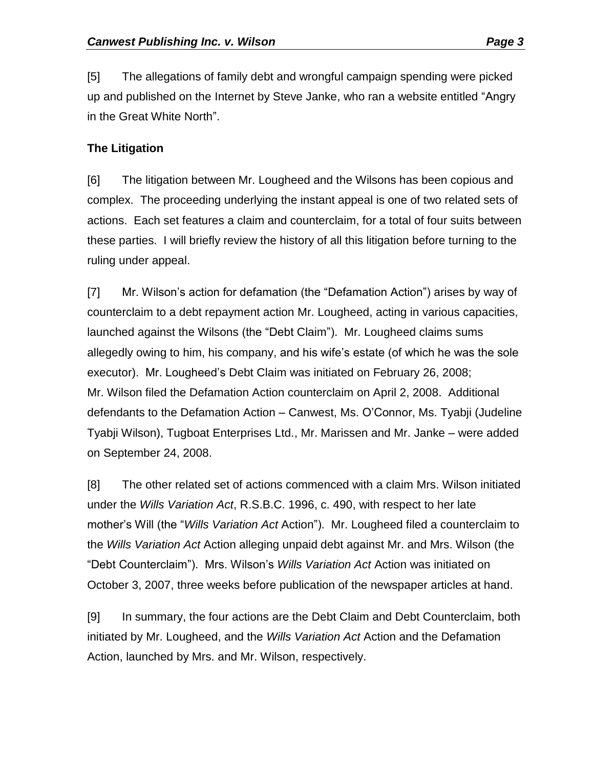[5] The allegations of family debt and wrongful campaign spending were picked up and published on the Internet by Steve Janke, who ran a website entitled "Angry in the Great White North".

**The Litigation**

[6] The litigation between Mr. Lougheed and the Wilsons has been copious and complex. The proceeding underlying the instant appeal is one of two related sets of actions. Each set features a claim and counterclaim, for a total of four suits between these parties. I will briefly review the history of all this litigation before turning to the ruling under appeal.

[7] Mr. Wilson's action for defamation (the "Defamation Action") arises by way of counterclaim to a debt repayment action Mr. Lougheed, acting in various capacities, launched against the Wilsons (the "Debt Claim"). Mr. Lougheed claims sums allegedly owing to him, his company, and his wife's estate (of which he was the sole executor). Mr. Lougheed's Debt Claim was initiated on February 26, 2008; Mr. Wilson filed the Defamation Action counterclaim on April 2, 2008. Additional defendants to the Defamation Action – Canwest, Ms. O'Connor, Ms. Tyabji (Judeline Tyabji Wilson), Tugboat Enterprises Ltd., Mr. Marissen and Mr. Janke – were added on September 24, 2008.

[8] The other related set of actions commenced with a claim Mrs. Wilson initiated under the *Wills Variation Act*, R.S.B.C. 1996, c. 490, with respect to her late mother's Will (the "*Wills Variation Act* Action"). Mr. Lougheed filed a counterclaim to the *Wills Variation Act* Action alleging unpaid debt against Mr. and Mrs. Wilson (the "Debt Counterclaim"). Mrs. Wilson's *Wills Variation Act* Action was initiated on October 3, 2007, three weeks before publication of the newspaper articles at hand.

[9] In summary, the four actions are the Debt Claim and Debt Counterclaim, both initiated by Mr. Lougheed, and the *Wills Variation Act* Action and the Defamation Action, launched by Mrs. and Mr. Wilson, respectively.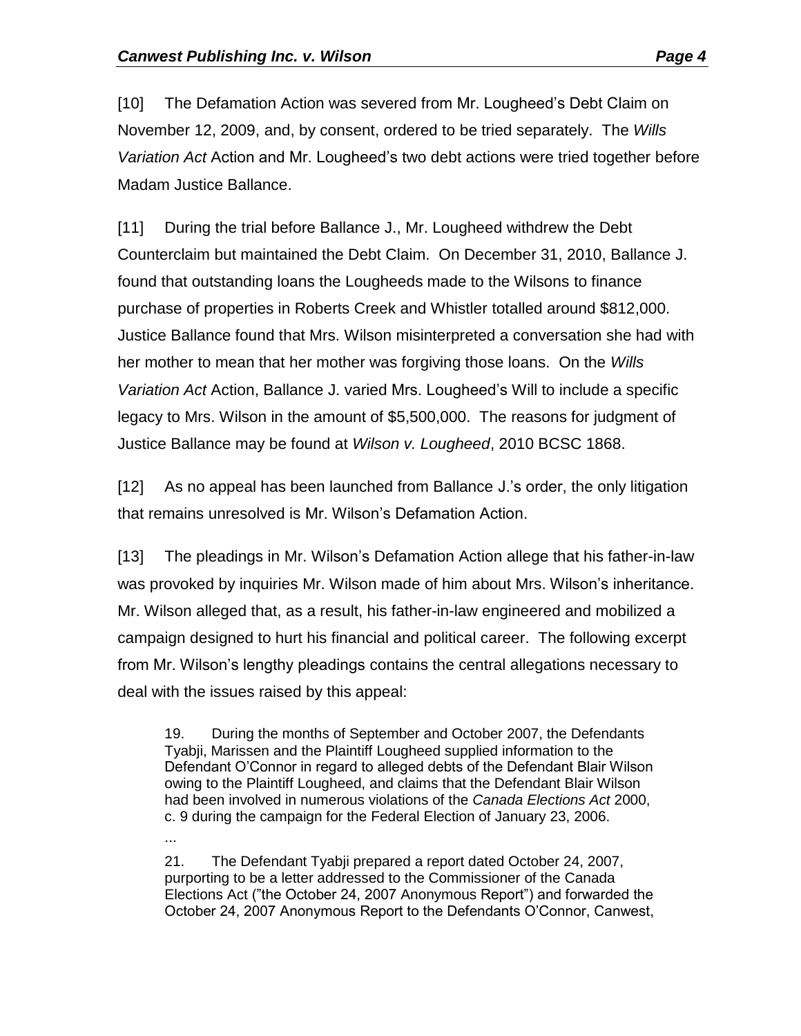[10] The Defamation Action was severed from Mr. Lougheed's Debt Claim on November 12, 2009, and, by consent, ordered to be tried separately. The *Wills Variation Act* Action and Mr. Lougheed's two debt actions were tried together before Madam Justice Ballance.

[11] During the trial before Ballance J., Mr. Lougheed withdrew the Debt Counterclaim but maintained the Debt Claim. On December 31, 2010, Ballance J. found that outstanding loans the Lougheeds made to the Wilsons to finance purchase of properties in Roberts Creek and Whistler totalled around $812,000. Justice Ballance found that Mrs. Wilson misinterpreted a conversation she had with her mother to mean that her mother was forgiving those loans. On the *Wills Variation Act* Action, Ballance J. varied Mrs. Lougheed's Will to include a specific legacy to Mrs. Wilson in the amount of $5,500,000. The reasons for judgment of Justice Ballance may be found at *Wilson v. Lougheed*, 2010 BCSC 1868.

[12] As no appeal has been launched from Ballance J.'s order, the only litigation that remains unresolved is Mr. Wilson's Defamation Action.

[13] The pleadings in Mr. Wilson's Defamation Action allege that his father-in-law was provoked by inquiries Mr. Wilson made of him about Mrs. Wilson's inheritance. Mr. Wilson alleged that, as a result, his father-in-law engineered and mobilized a campaign designed to hurt his financial and political career. The following excerpt from Mr. Wilson's lengthy pleadings contains the central allegations necessary to deal with the issues raised by this appeal:

> 19. During the months of September and October 2007, the Defendants Tyabji, Marissen and the Plaintiff Lougheed supplied information to the Defendant O'Connor in regard to alleged debts of the Defendant Blair Wilson owing to the Plaintiff Lougheed, and claims that the Defendant Blair Wilson had been involved in numerous violations of the *Canada Elections Act* 2000, c. 9 during the campaign for the Federal Election of January 23, 2006.
>
> ...
>
> 21. The Defendant Tyabji prepared a report dated October 24, 2007, purporting to be a letter addressed to the Commissioner of the Canada Elections Act ("the October 24, 2007 Anonymous Report") and forwarded the October 24, 2007 Anonymous Report to the Defendants O'Connor, Canwest,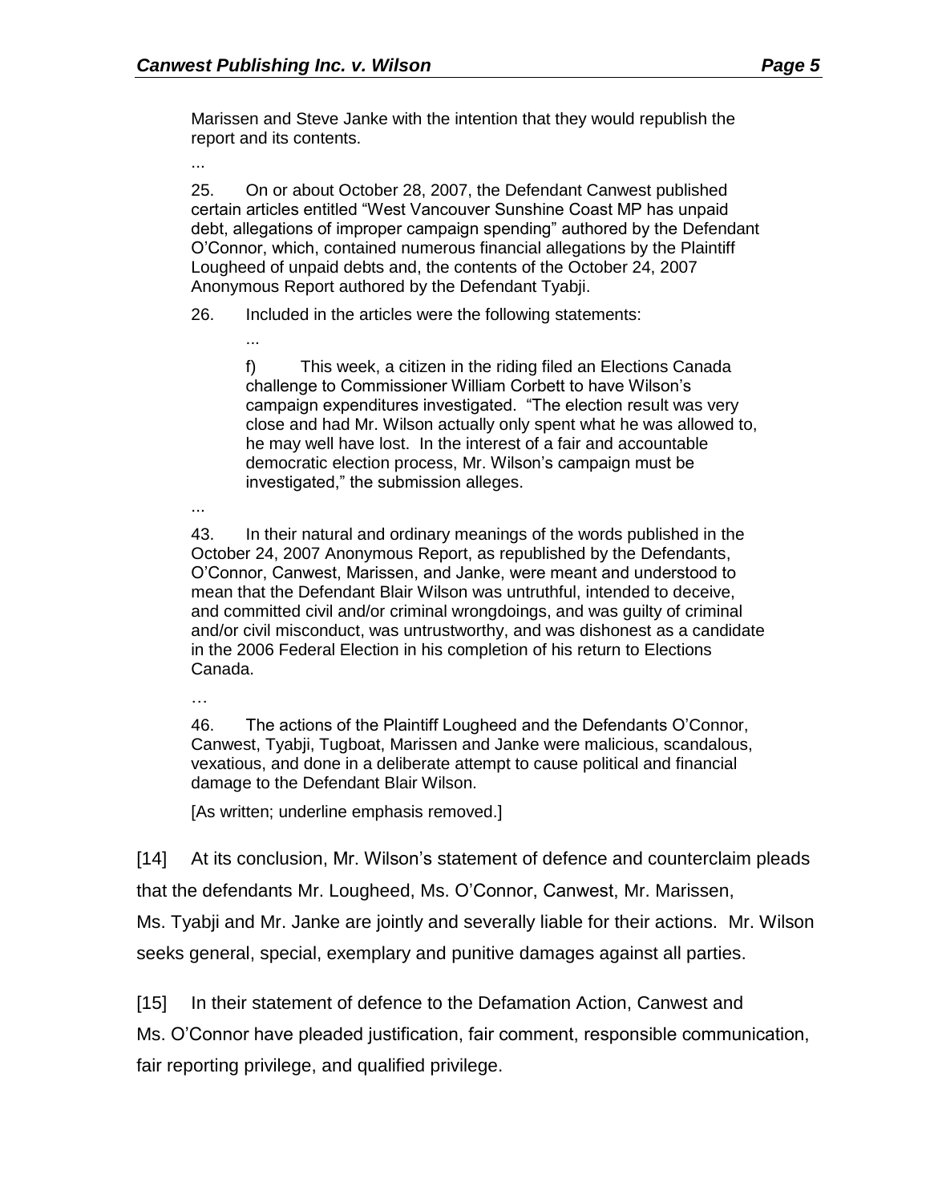> Marissen and Steve Janke with the intention that they would republish the report and its contents.
>
> ...
>
> 25. On or about October 28, 2007, the Defendant Canwest published certain articles entitled "West Vancouver Sunshine Coast MP has unpaid debt, allegations of improper campaign spending" authored by the Defendant O'Connor, which, contained numerous financial allegations by the Plaintiff Lougheed of unpaid debts and, the contents of the October 24, 2007 Anonymous Report authored by the Defendant Tyabji.
>
> 26. Included in the articles were the following statements:
>
> > ...
> >
> > f) This week, a citizen in the riding filed an Elections Canada challenge to Commissioner William Corbett to have Wilson's campaign expenditures investigated. "The election result was very close and had Mr. Wilson actually only spent what he was allowed to, he may well have lost. In the interest of a fair and accountable democratic election process, Mr. Wilson's campaign must be investigated," the submission alleges.
>
> ...
>
> 43. In their natural and ordinary meanings of the words published in the October 24, 2007 Anonymous Report, as republished by the Defendants, O'Connor, Canwest, Marissen, and Janke, were meant and understood to mean that the Defendant Blair Wilson was untruthful, intended to deceive, and committed civil and/or criminal wrongdoings, and was guilty of criminal and/or civil misconduct, was untrustworthy, and was dishonest as a candidate in the 2006 Federal Election in his completion of his return to Elections Canada.
>
> …
>
> 46. The actions of the Plaintiff Lougheed and the Defendants O'Connor, Canwest, Tyabji, Tugboat, Marissen and Janke were malicious, scandalous, vexatious, and done in a deliberate attempt to cause political and financial damage to the Defendant Blair Wilson.
>
> [As written; underline emphasis removed.]

[14] At its conclusion, Mr. Wilson's statement of defence and counterclaim pleads that the defendants Mr. Lougheed, Ms. O'Connor, Canwest, Mr. Marissen, Ms. Tyabji and Mr. Janke are jointly and severally liable for their actions. Mr. Wilson seeks general, special, exemplary and punitive damages against all parties.

[15] In their statement of defence to the Defamation Action, Canwest and Ms. O'Connor have pleaded justification, fair comment, responsible communication, fair reporting privilege, and qualified privilege.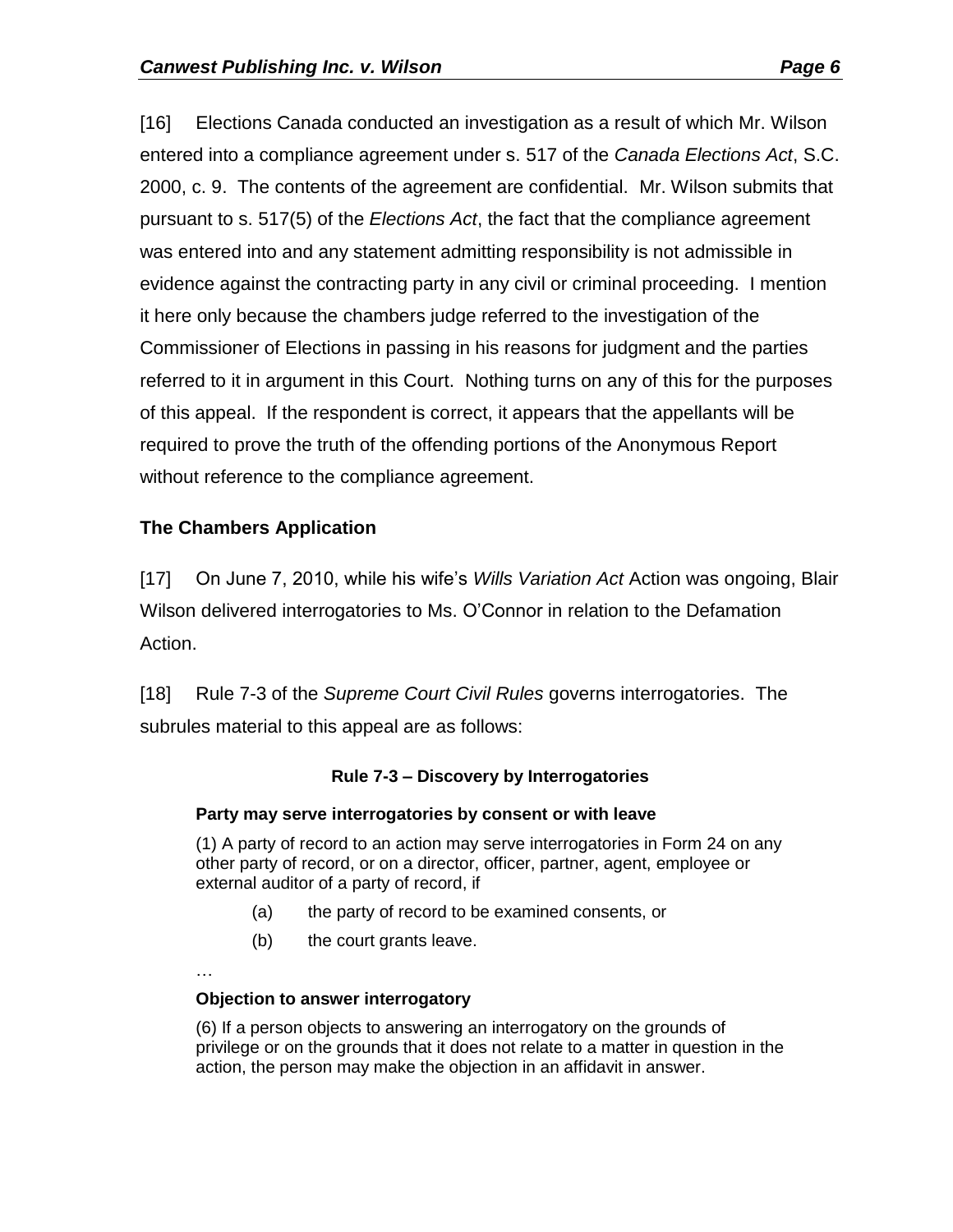[16] Elections Canada conducted an investigation as a result of which Mr. Wilson entered into a compliance agreement under s. 517 of the *Canada Elections Act*, S.C. 2000, c. 9. The contents of the agreement are confidential. Mr. Wilson submits that pursuant to s. 517(5) of the *Elections Act*, the fact that the compliance agreement was entered into and any statement admitting responsibility is not admissible in evidence against the contracting party in any civil or criminal proceeding. I mention it here only because the chambers judge referred to the investigation of the Commissioner of Elections in passing in his reasons for judgment and the parties referred to it in argument in this Court. Nothing turns on any of this for the purposes of this appeal. If the respondent is correct, it appears that the appellants will be required to prove the truth of the offending portions of the Anonymous Report without reference to the compliance agreement.

## The Chambers Application

[17] On June 7, 2010, while his wife's *Wills Variation Act* Action was ongoing, Blair Wilson delivered interrogatories to Ms. O'Connor in relation to the Defamation Action.

[18] Rule 7-3 of the *Supreme Court Civil Rules* governs interrogatories. The subrules material to this appeal are as follows:

> **Rule 7-3 – Discovery by Interrogatories**
>
> **Party may serve interrogatories by consent or with leave**
>
> (1) A party of record to an action may serve interrogatories in Form 24 on any other party of record, or on a director, officer, partner, agent, employee or external auditor of a party of record, if
>
> (a) the party of record to be examined consents, or
>
> (b) the court grants leave.
>
> …
>
> **Objection to answer interrogatory**
>
> (6) If a person objects to answering an interrogatory on the grounds of privilege or on the grounds that it does not relate to a matter in question in the action, the person may make the objection in an affidavit in answer.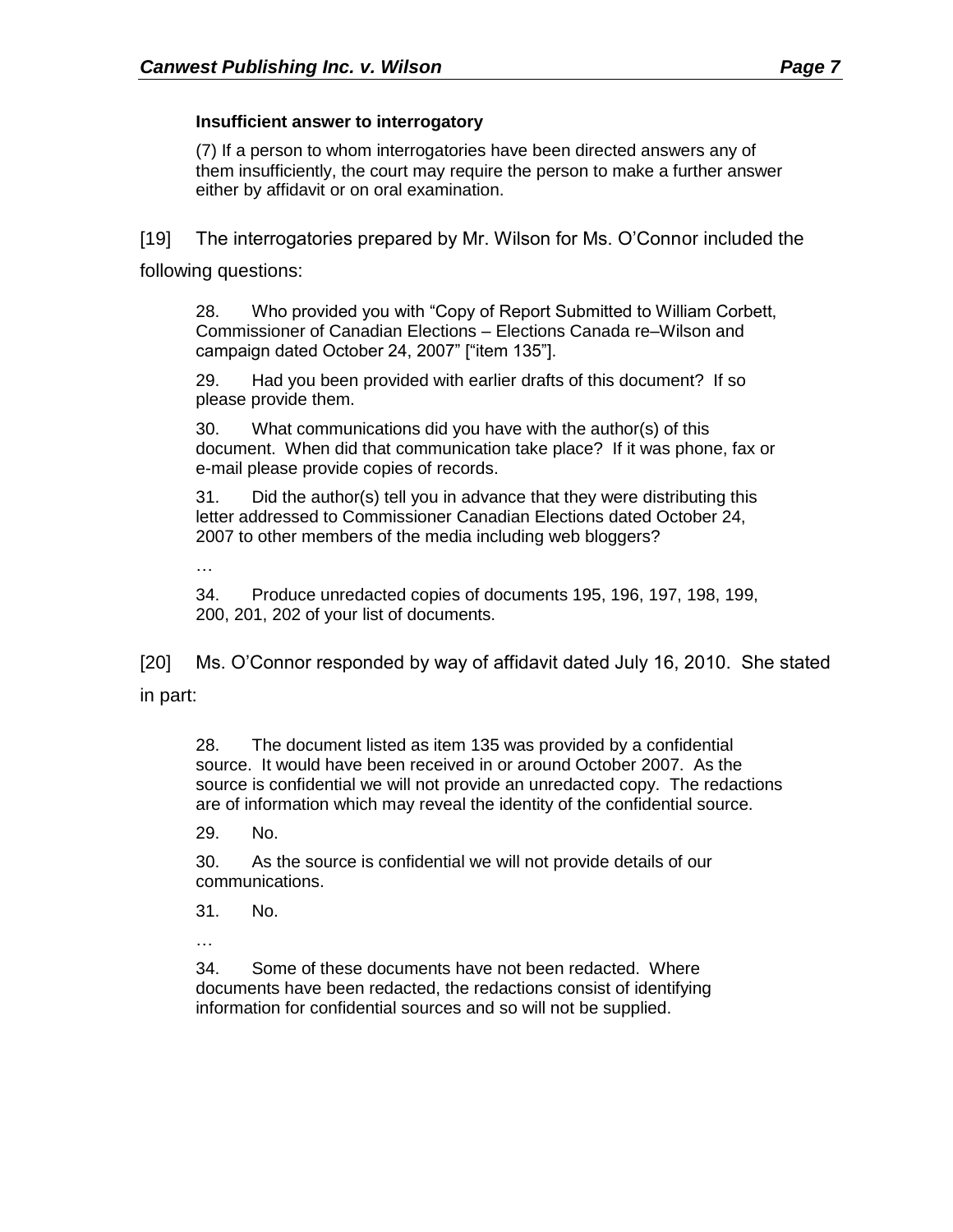**Insufficient answer to interrogatory**

> (7) If a person to whom interrogatories have been directed answers any of them insufficiently, the court may require the person to make a further answer either by affidavit or on oral examination.

[19] The interrogatories prepared by Mr. Wilson for Ms. O'Connor included the following questions:

> 28. Who provided you with "Copy of Report Submitted to William Corbett, Commissioner of Canadian Elections – Elections Canada re–Wilson and campaign dated October 24, 2007" ["item 135"].
>
> 29. Had you been provided with earlier drafts of this document? If so please provide them.
>
> 30. What communications did you have with the author(s) of this document. When did that communication take place? If it was phone, fax or e-mail please provide copies of records.
>
> 31. Did the author(s) tell you in advance that they were distributing this letter addressed to Commissioner Canadian Elections dated October 24, 2007 to other members of the media including web bloggers?
>
> …
>
> 34. Produce unredacted copies of documents 195, 196, 197, 198, 199, 200, 201, 202 of your list of documents.

[20] Ms. O'Connor responded by way of affidavit dated July 16, 2010. She stated in part:

> 28. The document listed as item 135 was provided by a confidential source. It would have been received in or around October 2007. As the source is confidential we will not provide an unredacted copy. The redactions are of information which may reveal the identity of the confidential source.
>
> 29. No.
>
> 30. As the source is confidential we will not provide details of our communications.
>
> 31. No.
>
> …
>
> 34. Some of these documents have not been redacted. Where documents have been redacted, the redactions consist of identifying information for confidential sources and so will not be supplied.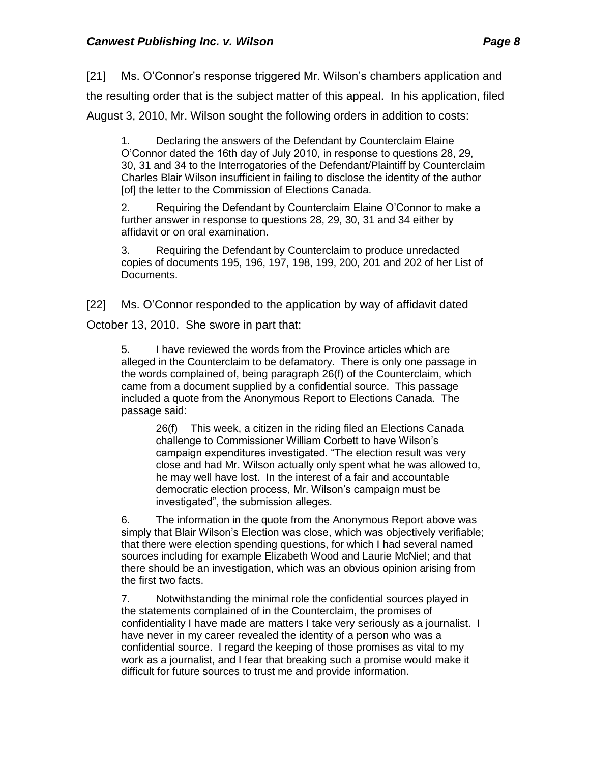[21] Ms. O'Connor's response triggered Mr. Wilson's chambers application and the resulting order that is the subject matter of this appeal. In his application, filed August 3, 2010, Mr. Wilson sought the following orders in addition to costs:

> 1. Declaring the answers of the Defendant by Counterclaim Elaine O'Connor dated the 16th day of July 2010, in response to questions 28, 29, 30, 31 and 34 to the Interrogatories of the Defendant/Plaintiff by Counterclaim Charles Blair Wilson insufficient in failing to disclose the identity of the author [of] the letter to the Commission of Elections Canada.
>
> 2. Requiring the Defendant by Counterclaim Elaine O'Connor to make a further answer in response to questions 28, 29, 30, 31 and 34 either by affidavit or on oral examination.
>
> 3. Requiring the Defendant by Counterclaim to produce unredacted copies of documents 195, 196, 197, 198, 199, 200, 201 and 202 of her List of Documents.

[22] Ms. O'Connor responded to the application by way of affidavit dated October 13, 2010. She swore in part that:

> 5. I have reviewed the words from the Province articles which are alleged in the Counterclaim to be defamatory. There is only one passage in the words complained of, being paragraph 26(f) of the Counterclaim, which came from a document supplied by a confidential source. This passage included a quote from the Anonymous Report to Elections Canada. The passage said:
>
>> 26(f) This week, a citizen in the riding filed an Elections Canada challenge to Commissioner William Corbett to have Wilson's campaign expenditures investigated. "The election result was very close and had Mr. Wilson actually only spent what he was allowed to, he may well have lost. In the interest of a fair and accountable democratic election process, Mr. Wilson's campaign must be investigated", the submission alleges.
>
> 6. The information in the quote from the Anonymous Report above was simply that Blair Wilson's Election was close, which was objectively verifiable; that there were election spending questions, for which I had several named sources including for example Elizabeth Wood and Laurie McNiel; and that there should be an investigation, which was an obvious opinion arising from the first two facts.
>
> 7. Notwithstanding the minimal role the confidential sources played in the statements complained of in the Counterclaim, the promises of confidentiality I have made are matters I take very seriously as a journalist. I have never in my career revealed the identity of a person who was a confidential source. I regard the keeping of those promises as vital to my work as a journalist, and I fear that breaking such a promise would make it difficult for future sources to trust me and provide information.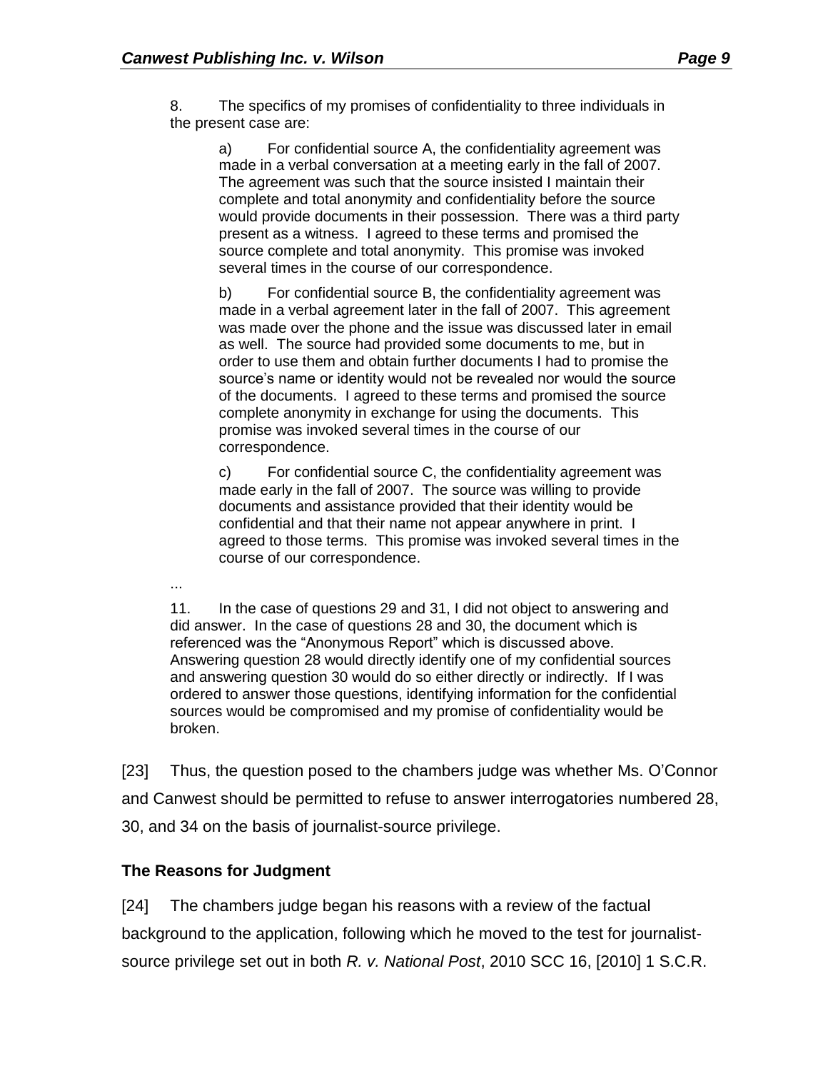> 8. The specifics of my promises of confidentiality to three individuals in the present case are:
>
> > a) For confidential source A, the confidentiality agreement was made in a verbal conversation at a meeting early in the fall of 2007. The agreement was such that the source insisted I maintain their complete and total anonymity and confidentiality before the source would provide documents in their possession. There was a third party present as a witness. I agreed to these terms and promised the source complete and total anonymity. This promise was invoked several times in the course of our correspondence.
> >
> > b) For confidential source B, the confidentiality agreement was made in a verbal agreement later in the fall of 2007. This agreement was made over the phone and the issue was discussed later in email as well. The source had provided some documents to me, but in order to use them and obtain further documents I had to promise the source's name or identity would not be revealed nor would the source of the documents. I agreed to these terms and promised the source complete anonymity in exchange for using the documents. This promise was invoked several times in the course of our correspondence.
> >
> > c) For confidential source C, the confidentiality agreement was made early in the fall of 2007. The source was willing to provide documents and assistance provided that their identity would be confidential and that their name not appear anywhere in print. I agreed to those terms. This promise was invoked several times in the course of our correspondence.
>
> ...
>
> 11. In the case of questions 29 and 31, I did not object to answering and did answer. In the case of questions 28 and 30, the document which is referenced was the "Anonymous Report" which is discussed above. Answering question 28 would directly identify one of my confidential sources and answering question 30 would do so either directly or indirectly. If I was ordered to answer those questions, identifying information for the confidential sources would be compromised and my promise of confidentiality would be broken.

[23] Thus, the question posed to the chambers judge was whether Ms. O'Connor and Canwest should be permitted to refuse to answer interrogatories numbered 28, 30, and 34 on the basis of journalist-source privilege.

## The Reasons for Judgment

[24] The chambers judge began his reasons with a review of the factual background to the application, following which he moved to the test for journalist-source privilege set out in both *R. v. National Post*, 2010 SCC 16, [2010] 1 S.C.R.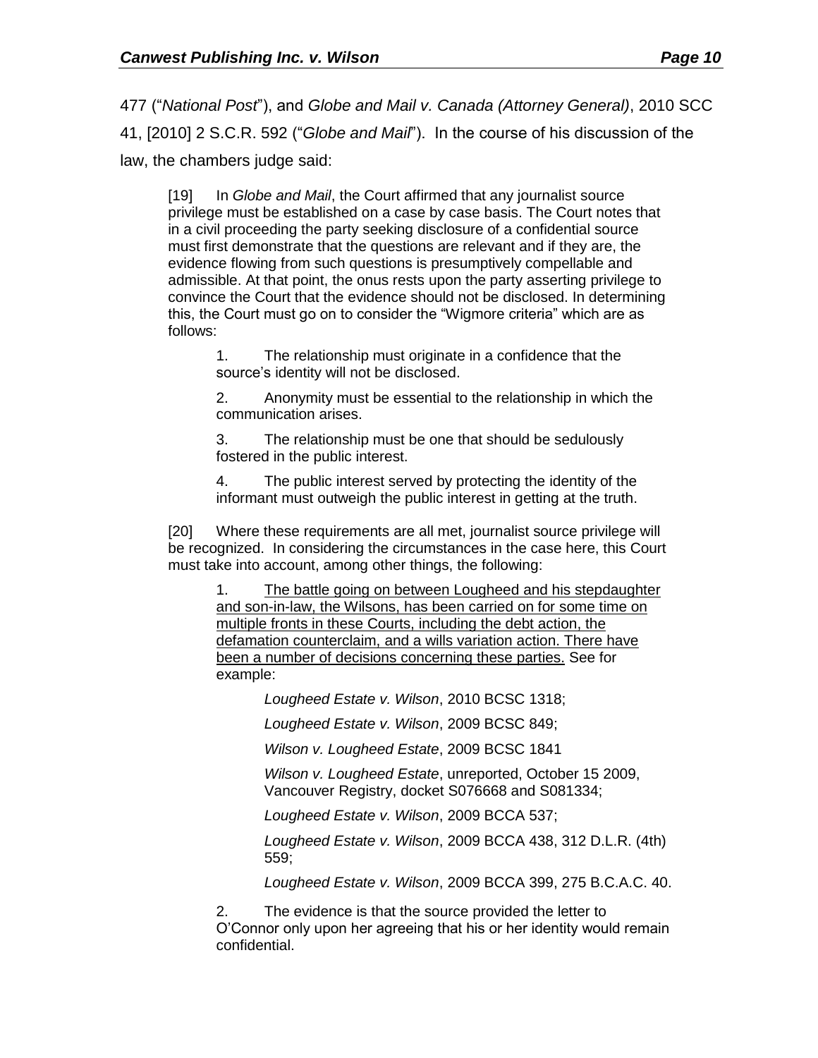477 ("*National Post*"), and *Globe and Mail v. Canada (Attorney General)*, 2010 SCC 41, [2010] 2 S.C.R. 592 ("*Globe and Mail*"). In the course of his discussion of the law, the chambers judge said:

> [19] In *Globe and Mail*, the Court affirmed that any journalist source privilege must be established on a case by case basis. The Court notes that in a civil proceeding the party seeking disclosure of a confidential source must first demonstrate that the questions are relevant and if they are, the evidence flowing from such questions is presumptively compellable and admissible. At that point, the onus rests upon the party asserting privilege to convince the Court that the evidence should not be disclosed. In determining this, the Court must go on to consider the "Wigmore criteria" which are as follows:
>
> > 1. The relationship must originate in a confidence that the source's identity will not be disclosed.
> >
> > 2. Anonymity must be essential to the relationship in which the communication arises.
> >
> > 3. The relationship must be one that should be sedulously fostered in the public interest.
> >
> > 4. The public interest served by protecting the identity of the informant must outweigh the public interest in getting at the truth.
>
> [20] Where these requirements are all met, journalist source privilege will be recognized. In considering the circumstances in the case here, this Court must take into account, among other things, the following:
>
> > 1. <u>The battle going on between Lougheed and his stepdaughter and son-in-law, the Wilsons, has been carried on for some time on multiple fronts in these Courts, including the debt action, the defamation counterclaim, and a wills variation action. There have been a number of decisions concerning these parties.</u> See for example:
> >
> > > *Lougheed Estate v. Wilson*, 2010 BCSC 1318;
> > >
> > > *Lougheed Estate v. Wilson*, 2009 BCSC 849;
> > >
> > > *Wilson v. Lougheed Estate*, 2009 BCSC 1841
> > >
> > > *Wilson v. Lougheed Estate*, unreported, October 15 2009, Vancouver Registry, docket S076668 and S081334;
> > >
> > > *Lougheed Estate v. Wilson*, 2009 BCCA 537;
> > >
> > > *Lougheed Estate v. Wilson*, 2009 BCCA 438, 312 D.L.R. (4th) 559;
> > >
> > > *Lougheed Estate v. Wilson*, 2009 BCCA 399, 275 B.C.A.C. 40.
> >
> > 2. The evidence is that the source provided the letter to O'Connor only upon her agreeing that his or her identity would remain confidential.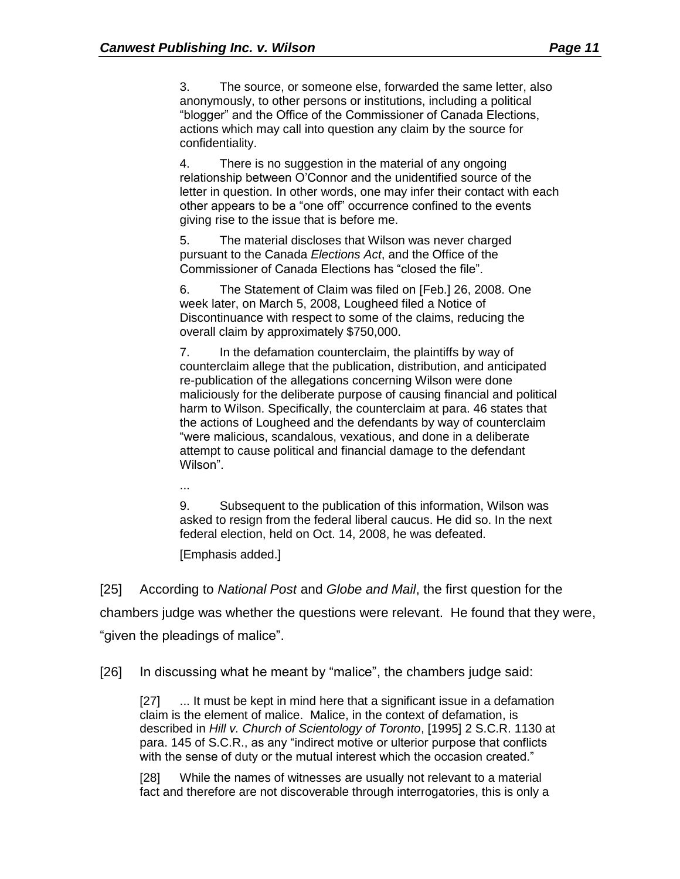> 3. The source, or someone else, forwarded the same letter, also anonymously, to other persons or institutions, including a political "blogger" and the Office of the Commissioner of Canada Elections, actions which may call into question any claim by the source for confidentiality.
>
> 4. There is no suggestion in the material of any ongoing relationship between O'Connor and the unidentified source of the letter in question. In other words, one may infer their contact with each other appears to be a "one off" occurrence confined to the events giving rise to the issue that is before me.
>
> 5. The material discloses that Wilson was never charged pursuant to the Canada *Elections Act*, and the Office of the Commissioner of Canada Elections has "closed the file".
>
> 6. The Statement of Claim was filed on [Feb.] 26, 2008. One week later, on March 5, 2008, Lougheed filed a Notice of Discontinuance with respect to some of the claims, reducing the overall claim by approximately $750,000.
>
> 7. In the defamation counterclaim, the plaintiffs by way of counterclaim allege that the publication, distribution, and anticipated re-publication of the allegations concerning Wilson were done maliciously for the deliberate purpose of causing financial and political harm to Wilson. Specifically, the counterclaim at para. 46 states that the actions of Lougheed and the defendants by way of counterclaim "were malicious, scandalous, vexatious, and done in a deliberate attempt to cause political and financial damage to the defendant Wilson".
>
> ...
>
> 9. Subsequent to the publication of this information, Wilson was asked to resign from the federal liberal caucus. He did so. In the next federal election, held on Oct. 14, 2008, he was defeated.
>
> [Emphasis added.]

[25] According to *National Post* and *Globe and Mail*, the first question for the chambers judge was whether the questions were relevant. He found that they were, "given the pleadings of malice".

[26] In discussing what he meant by "malice", the chambers judge said:

> [27] ... It must be kept in mind here that a significant issue in a defamation claim is the element of malice. Malice, in the context of defamation, is described in *Hill v. Church of Scientology of Toronto*, [1995] 2 S.C.R. 1130 at para. 145 of S.C.R., as any "indirect motive or ulterior purpose that conflicts with the sense of duty or the mutual interest which the occasion created."
>
> [28] While the names of witnesses are usually not relevant to a material fact and therefore are not discoverable through interrogatories, this is only a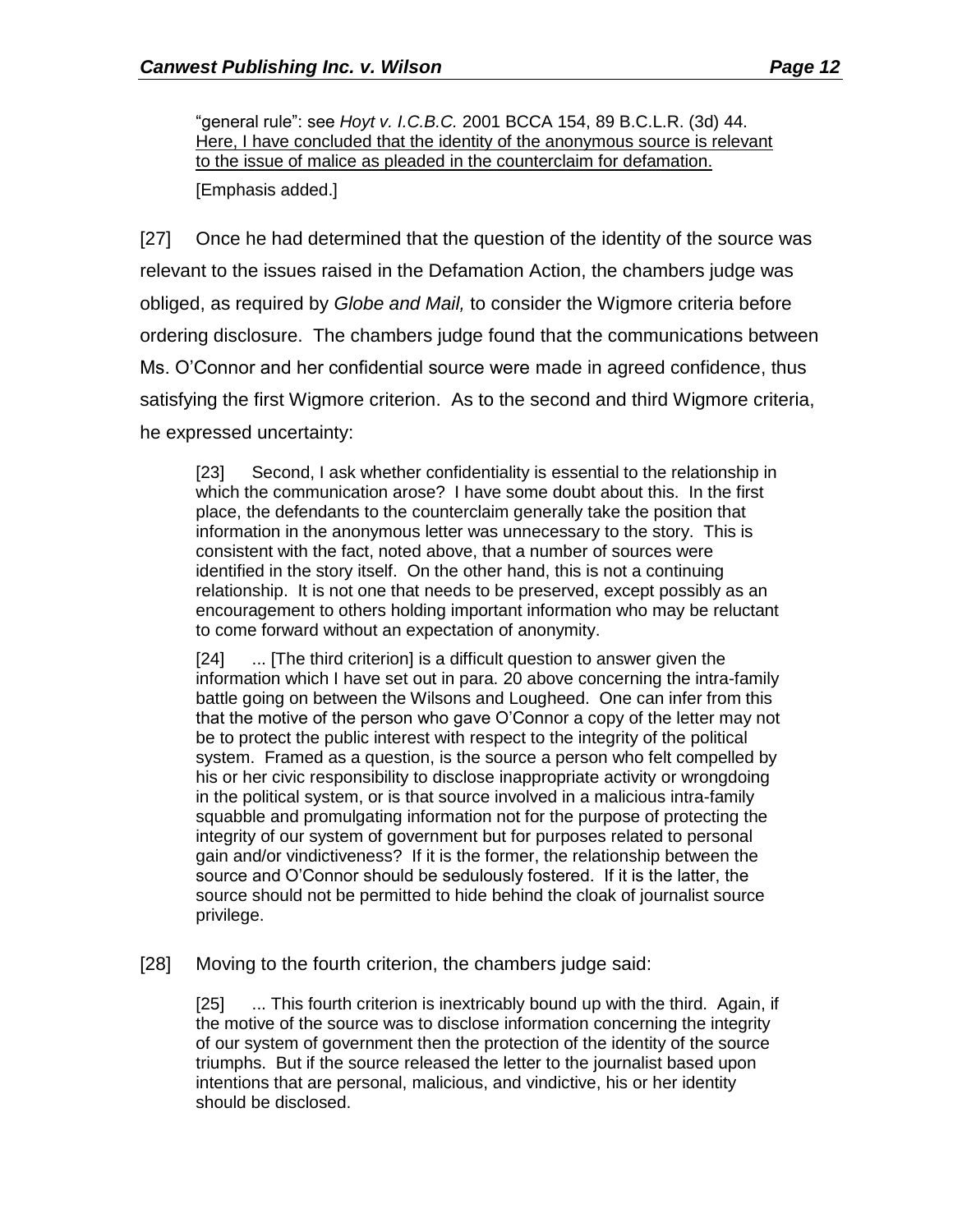> "general rule": see *Hoyt v. I.C.B.C.* 2001 BCCA 154, 89 B.C.L.R. (3d) 44. <u>Here, I have concluded that the identity of the anonymous source is relevant to the issue of malice as pleaded in the counterclaim for defamation.</u>
>
> [Emphasis added.]

[27] Once he had determined that the question of the identity of the source was relevant to the issues raised in the Defamation Action, the chambers judge was obliged, as required by *Globe and Mail,* to consider the Wigmore criteria before ordering disclosure. The chambers judge found that the communications between Ms. O'Connor and her confidential source were made in agreed confidence, thus satisfying the first Wigmore criterion. As to the second and third Wigmore criteria, he expressed uncertainty:

> [23] Second, I ask whether confidentiality is essential to the relationship in which the communication arose? I have some doubt about this. In the first place, the defendants to the counterclaim generally take the position that information in the anonymous letter was unnecessary to the story. This is consistent with the fact, noted above, that a number of sources were identified in the story itself. On the other hand, this is not a continuing relationship. It is not one that needs to be preserved, except possibly as an encouragement to others holding important information who may be reluctant to come forward without an expectation of anonymity.
>
> [24] ... [The third criterion] is a difficult question to answer given the information which I have set out in para. 20 above concerning the intra-family battle going on between the Wilsons and Lougheed. One can infer from this that the motive of the person who gave O'Connor a copy of the letter may not be to protect the public interest with respect to the integrity of the political system. Framed as a question, is the source a person who felt compelled by his or her civic responsibility to disclose inappropriate activity or wrongdoing in the political system, or is that source involved in a malicious intra-family squabble and promulgating information not for the purpose of protecting the integrity of our system of government but for purposes related to personal gain and/or vindictiveness? If it is the former, the relationship between the source and O'Connor should be sedulously fostered. If it is the latter, the source should not be permitted to hide behind the cloak of journalist source privilege.

[28] Moving to the fourth criterion, the chambers judge said:

> [25] ... This fourth criterion is inextricably bound up with the third. Again, if the motive of the source was to disclose information concerning the integrity of our system of government then the protection of the identity of the source triumphs. But if the source released the letter to the journalist based upon intentions that are personal, malicious, and vindictive, his or her identity should be disclosed.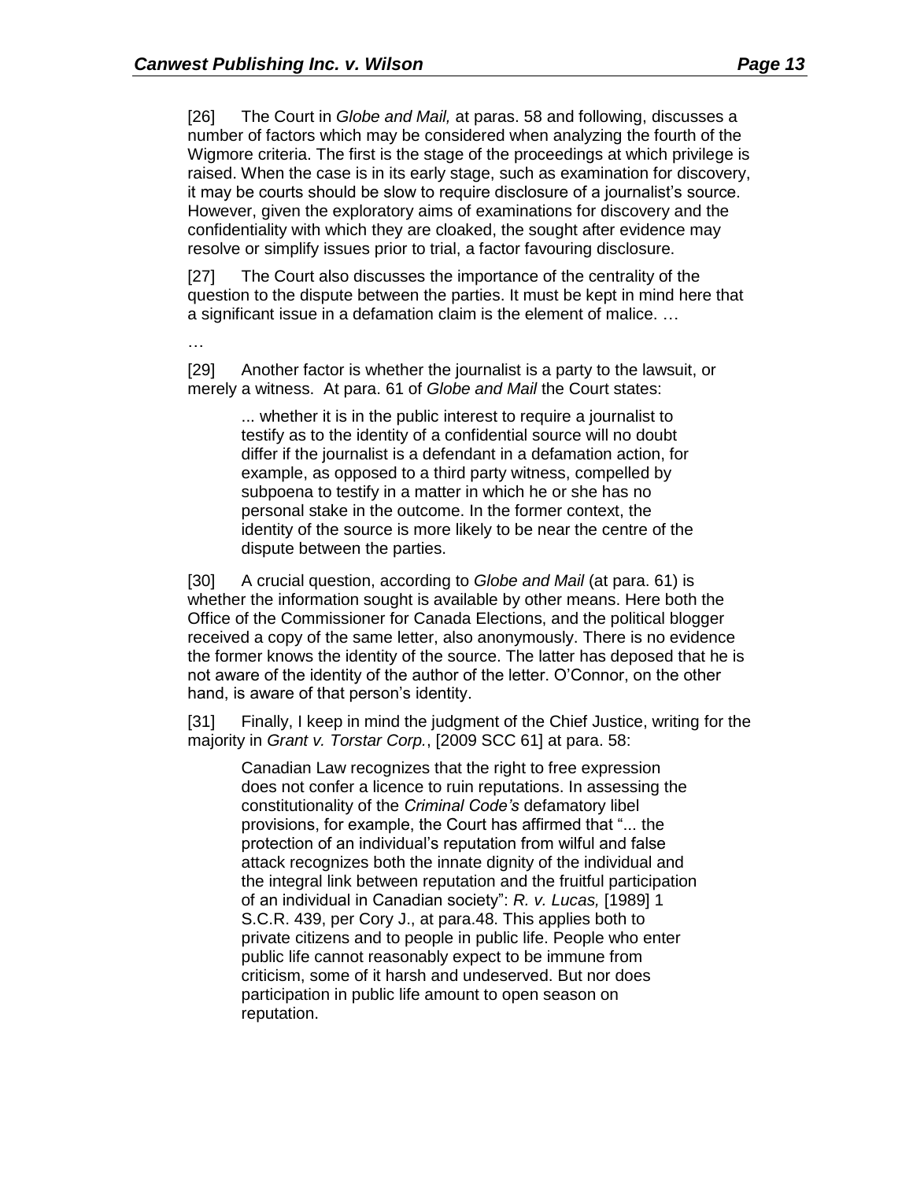[26] The Court in *Globe and Mail,* at paras. 58 and following, discusses a number of factors which may be considered when analyzing the fourth of the Wigmore criteria. The first is the stage of the proceedings at which privilege is raised. When the case is in its early stage, such as examination for discovery, it may be courts should be slow to require disclosure of a journalist's source. However, given the exploratory aims of examinations for discovery and the confidentiality with which they are cloaked, the sought after evidence may resolve or simplify issues prior to trial, a factor favouring disclosure.

[27] The Court also discusses the importance of the centrality of the question to the dispute between the parties. It must be kept in mind here that a significant issue in a defamation claim is the element of malice. …

…

[29] Another factor is whether the journalist is a party to the lawsuit, or merely a witness. At para. 61 of *Globe and Mail* the Court states:

> ... whether it is in the public interest to require a journalist to testify as to the identity of a confidential source will no doubt differ if the journalist is a defendant in a defamation action, for example, as opposed to a third party witness, compelled by subpoena to testify in a matter in which he or she has no personal stake in the outcome. In the former context, the identity of the source is more likely to be near the centre of the dispute between the parties.

[30] A crucial question, according to *Globe and Mail* (at para. 61) is whether the information sought is available by other means. Here both the Office of the Commissioner for Canada Elections, and the political blogger received a copy of the same letter, also anonymously. There is no evidence the former knows the identity of the source. The latter has deposed that he is not aware of the identity of the author of the letter. O'Connor, on the other hand, is aware of that person's identity.

[31] Finally, I keep in mind the judgment of the Chief Justice, writing for the majority in *Grant v. Torstar Corp.*, [2009 SCC 61] at para. 58:

> Canadian Law recognizes that the right to free expression does not confer a licence to ruin reputations. In assessing the constitutionality of the *Criminal Code's* defamatory libel provisions, for example, the Court has affirmed that "... the protection of an individual's reputation from wilful and false attack recognizes both the innate dignity of the individual and the integral link between reputation and the fruitful participation of an individual in Canadian society": *R. v. Lucas,* [1989] 1 S.C.R. 439, per Cory J., at para.48. This applies both to private citizens and to people in public life. People who enter public life cannot reasonably expect to be immune from criticism, some of it harsh and undeserved. But nor does participation in public life amount to open season on reputation.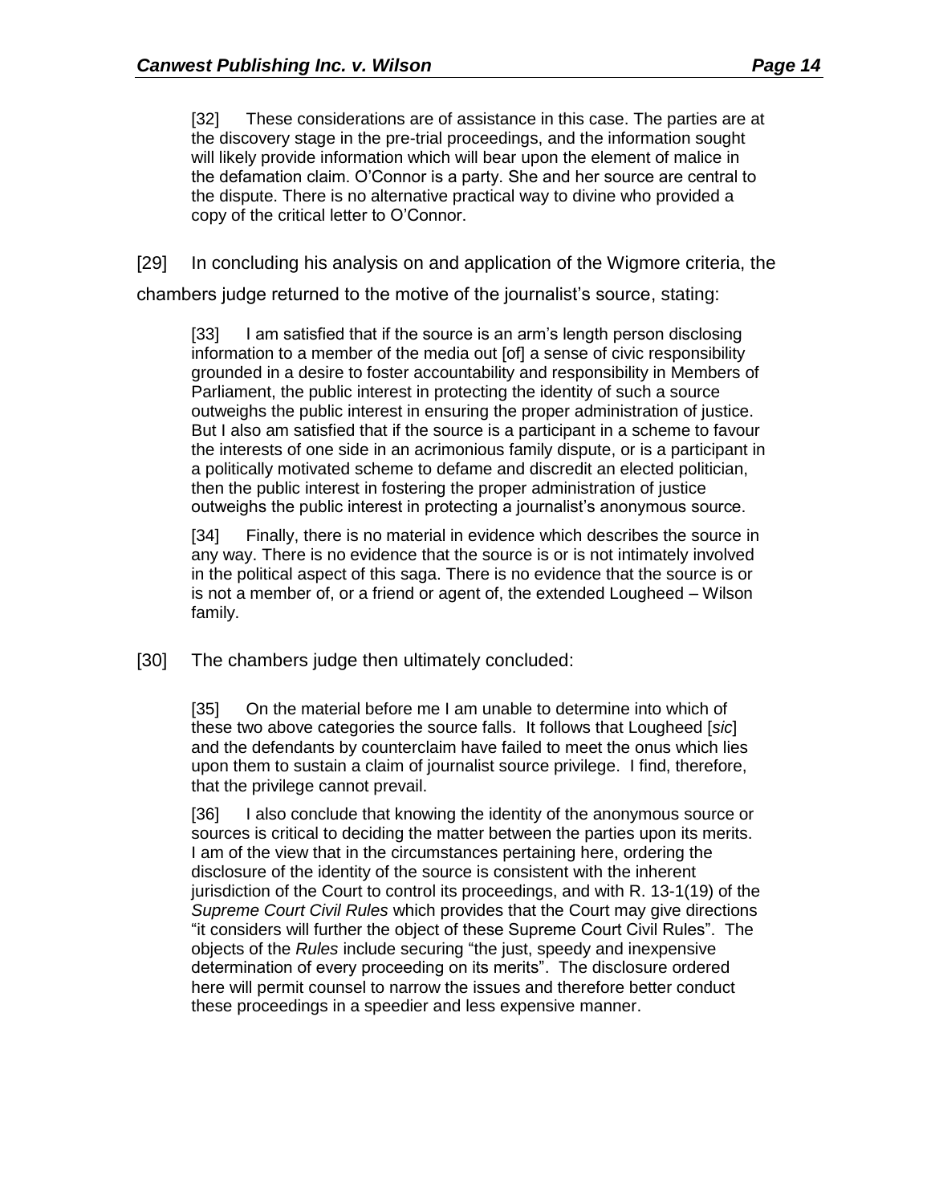> [32] These considerations are of assistance in this case. The parties are at the discovery stage in the pre-trial proceedings, and the information sought will likely provide information which will bear upon the element of malice in the defamation claim. O'Connor is a party. She and her source are central to the dispute. There is no alternative practical way to divine who provided a copy of the critical letter to O'Connor.

[29] In concluding his analysis on and application of the Wigmore criteria, the chambers judge returned to the motive of the journalist's source, stating:

> [33] I am satisfied that if the source is an arm's length person disclosing information to a member of the media out [of] a sense of civic responsibility grounded in a desire to foster accountability and responsibility in Members of Parliament, the public interest in protecting the identity of such a source outweighs the public interest in ensuring the proper administration of justice. But I also am satisfied that if the source is a participant in a scheme to favour the interests of one side in an acrimonious family dispute, or is a participant in a politically motivated scheme to defame and discredit an elected politician, then the public interest in fostering the proper administration of justice outweighs the public interest in protecting a journalist's anonymous source.
>
> [34] Finally, there is no material in evidence which describes the source in any way. There is no evidence that the source is or is not intimately involved in the political aspect of this saga. There is no evidence that the source is or is not a member of, or a friend or agent of, the extended Lougheed – Wilson family.

[30] The chambers judge then ultimately concluded:

> [35] On the material before me I am unable to determine into which of these two above categories the source falls. It follows that Lougheed [*sic*] and the defendants by counterclaim have failed to meet the onus which lies upon them to sustain a claim of journalist source privilege. I find, therefore, that the privilege cannot prevail.
>
> [36] I also conclude that knowing the identity of the anonymous source or sources is critical to deciding the matter between the parties upon its merits. I am of the view that in the circumstances pertaining here, ordering the disclosure of the identity of the source is consistent with the inherent jurisdiction of the Court to control its proceedings, and with R. 13-1(19) of the *Supreme Court Civil Rules* which provides that the Court may give directions "it considers will further the object of these Supreme Court Civil Rules". The objects of the *Rules* include securing "the just, speedy and inexpensive determination of every proceeding on its merits". The disclosure ordered here will permit counsel to narrow the issues and therefore better conduct these proceedings in a speedier and less expensive manner.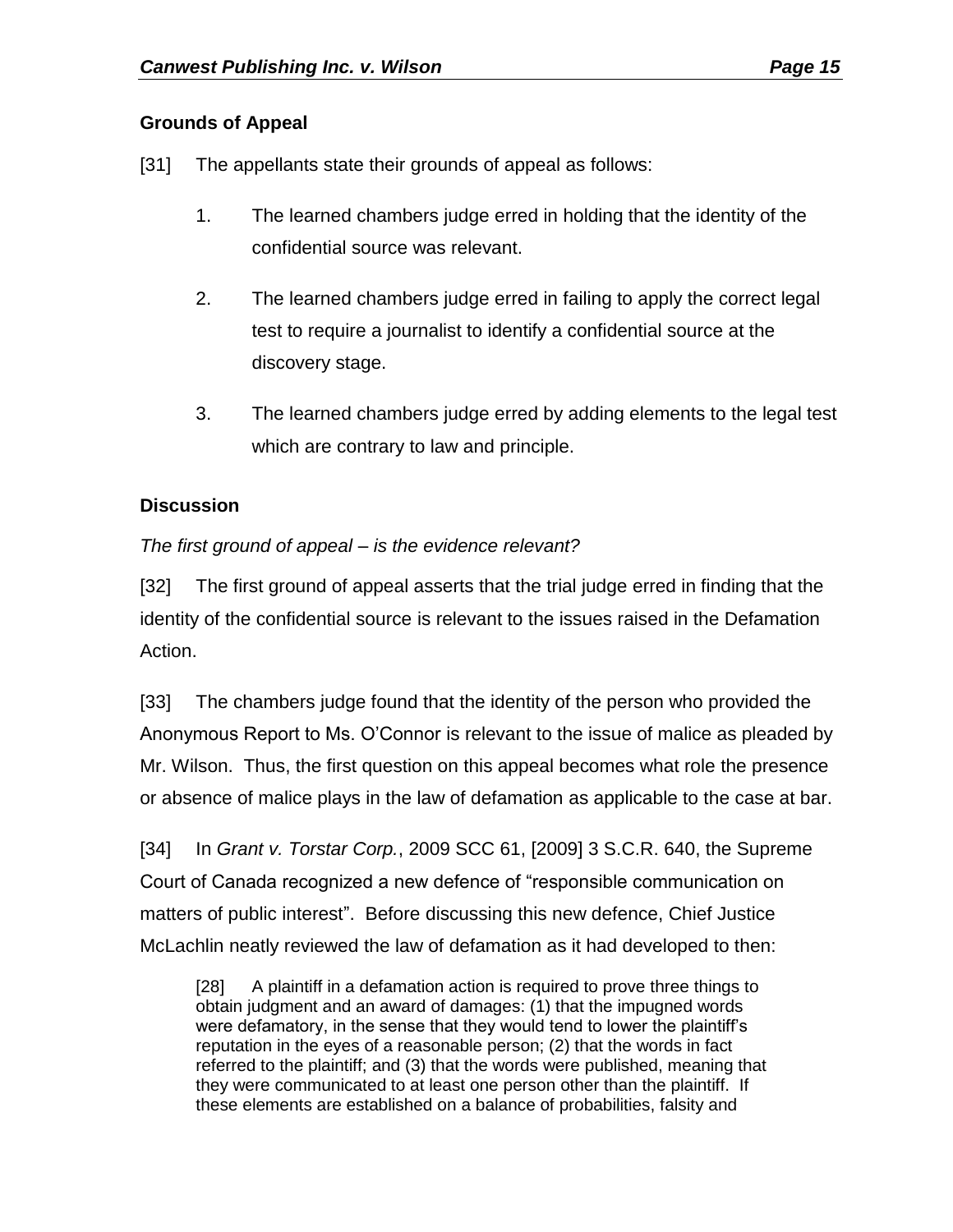## Grounds of Appeal

[31] The appellants state their grounds of appeal as follows:

1. The learned chambers judge erred in holding that the identity of the confidential source was relevant.

2. The learned chambers judge erred in failing to apply the correct legal test to require a journalist to identify a confidential source at the discovery stage.

3. The learned chambers judge erred by adding elements to the legal test which are contrary to law and principle.

## Discussion

*The first ground of appeal – is the evidence relevant?*

[32] The first ground of appeal asserts that the trial judge erred in finding that the identity of the confidential source is relevant to the issues raised in the Defamation Action.

[33] The chambers judge found that the identity of the person who provided the Anonymous Report to Ms. O'Connor is relevant to the issue of malice as pleaded by Mr. Wilson. Thus, the first question on this appeal becomes what role the presence or absence of malice plays in the law of defamation as applicable to the case at bar.

[34] In *Grant v. Torstar Corp.*, 2009 SCC 61, [2009] 3 S.C.R. 640, the Supreme Court of Canada recognized a new defence of "responsible communication on matters of public interest". Before discussing this new defence, Chief Justice McLachlin neatly reviewed the law of defamation as it had developed to then:

> [28] A plaintiff in a defamation action is required to prove three things to obtain judgment and an award of damages: (1) that the impugned words were defamatory, in the sense that they would tend to lower the plaintiff's reputation in the eyes of a reasonable person; (2) that the words in fact referred to the plaintiff; and (3) that the words were published, meaning that they were communicated to at least one person other than the plaintiff. If these elements are established on a balance of probabilities, falsity and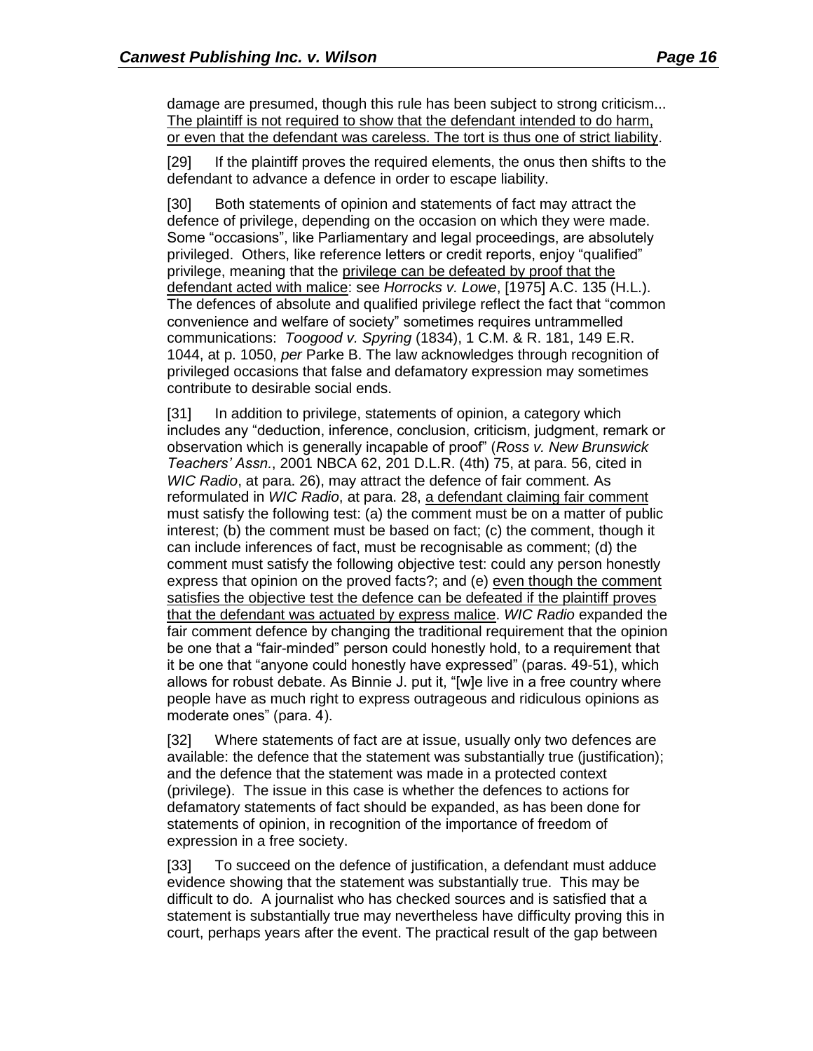damage are presumed, though this rule has been subject to strong criticism... <u>The plaintiff is not required to show that the defendant intended to do harm, or even that the defendant was careless. The tort is thus one of strict liability</u>.

[29] If the plaintiff proves the required elements, the onus then shifts to the defendant to advance a defence in order to escape liability.

[30] Both statements of opinion and statements of fact may attract the defence of privilege, depending on the occasion on which they were made. Some "occasions", like Parliamentary and legal proceedings, are absolutely privileged. Others, like reference letters or credit reports, enjoy "qualified" privilege, meaning that the <u>privilege can be defeated by proof that the defendant acted with malice</u>: see *Horrocks v. Lowe*, [1975] A.C. 135 (H.L.). The defences of absolute and qualified privilege reflect the fact that "common convenience and welfare of society" sometimes requires untrammelled communications: *Toogood v. Spyring* (1834), 1 C.M. & R. 181, 149 E.R. 1044, at p. 1050, *per* Parke B. The law acknowledges through recognition of privileged occasions that false and defamatory expression may sometimes contribute to desirable social ends.

[31] In addition to privilege, statements of opinion, a category which includes any "deduction, inference, conclusion, criticism, judgment, remark or observation which is generally incapable of proof" (*Ross v. New Brunswick Teachers' Assn.*, 2001 NBCA 62, 201 D.L.R. (4th) 75, at para. 56, cited in *WIC Radio*, at para. 26), may attract the defence of fair comment. As reformulated in *WIC Radio*, at para. 28, <u>a defendant claiming fair comment</u> must satisfy the following test: (a) the comment must be on a matter of public interest; (b) the comment must be based on fact; (c) the comment, though it can include inferences of fact, must be recognisable as comment; (d) the comment must satisfy the following objective test: could any person honestly express that opinion on the proved facts?; and (e) <u>even though the comment satisfies the objective test the defence can be defeated if the plaintiff proves that the defendant was actuated by express malice</u>. *WIC Radio* expanded the fair comment defence by changing the traditional requirement that the opinion be one that a "fair-minded" person could honestly hold, to a requirement that it be one that "anyone could honestly have expressed" (paras. 49-51), which allows for robust debate. As Binnie J. put it, "[w]e live in a free country where people have as much right to express outrageous and ridiculous opinions as moderate ones" (para. 4).

[32] Where statements of fact are at issue, usually only two defences are available: the defence that the statement was substantially true (justification); and the defence that the statement was made in a protected context (privilege). The issue in this case is whether the defences to actions for defamatory statements of fact should be expanded, as has been done for statements of opinion, in recognition of the importance of freedom of expression in a free society.

[33] To succeed on the defence of justification, a defendant must adduce evidence showing that the statement was substantially true. This may be difficult to do. A journalist who has checked sources and is satisfied that a statement is substantially true may nevertheless have difficulty proving this in court, perhaps years after the event. The practical result of the gap between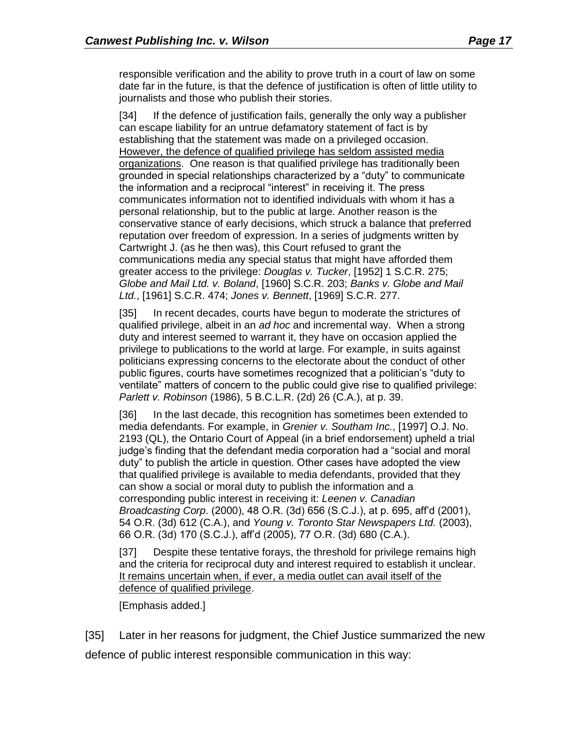responsible verification and the ability to prove truth in a court of law on some date far in the future, is that the defence of justification is often of little utility to journalists and those who publish their stories.

> [34] If the defence of justification fails, generally the only way a publisher can escape liability for an untrue defamatory statement of fact is by establishing that the statement was made on a privileged occasion. <u>However, the defence of qualified privilege has seldom assisted media organizations</u>. One reason is that qualified privilege has traditionally been grounded in special relationships characterized by a "duty" to communicate the information and a reciprocal "interest" in receiving it. The press communicates information not to identified individuals with whom it has a personal relationship, but to the public at large. Another reason is the conservative stance of early decisions, which struck a balance that preferred reputation over freedom of expression. In a series of judgments written by Cartwright J. (as he then was), this Court refused to grant the communications media any special status that might have afforded them greater access to the privilege: *Douglas v. Tucker*, [1952] 1 S.C.R. 275; *Globe and Mail Ltd. v. Boland*, [1960] S.C.R. 203; *Banks v. Globe and Mail Ltd.*, [1961] S.C.R. 474; *Jones v. Bennett*, [1969] S.C.R. 277.
>
> [35] In recent decades, courts have begun to moderate the strictures of qualified privilege, albeit in an *ad hoc* and incremental way. When a strong duty and interest seemed to warrant it, they have on occasion applied the privilege to publications to the world at large. For example, in suits against politicians expressing concerns to the electorate about the conduct of other public figures, courts have sometimes recognized that a politician's "duty to ventilate" matters of concern to the public could give rise to qualified privilege: *Parlett v. Robinson* (1986), 5 B.C.L.R. (2d) 26 (C.A.), at p. 39.
>
> [36] In the last decade, this recognition has sometimes been extended to media defendants. For example, in *Grenier v. Southam Inc.*, [1997] O.J. No. 2193 (QL), the Ontario Court of Appeal (in a brief endorsement) upheld a trial judge's finding that the defendant media corporation had a "social and moral duty" to publish the article in question. Other cases have adopted the view that qualified privilege is available to media defendants, provided that they can show a social or moral duty to publish the information and a corresponding public interest in receiving it: *Leenen v. Canadian Broadcasting Corp*. (2000), 48 O.R. (3d) 656 (S.C.J.), at p. 695, aff'd (2001), 54 O.R. (3d) 612 (C.A.), and *Young v. Toronto Star Newspapers Ltd.* (2003), 66 O.R. (3d) 170 (S.C.J.), aff'd (2005), 77 O.R. (3d) 680 (C.A.).
>
> [37] Despite these tentative forays, the threshold for privilege remains high and the criteria for reciprocal duty and interest required to establish it unclear. <u>It remains uncertain when, if ever, a media outlet can avail itself of the defence of qualified privilege</u>.
>
> [Emphasis added.]

[35] Later in her reasons for judgment, the Chief Justice summarized the new defence of public interest responsible communication in this way: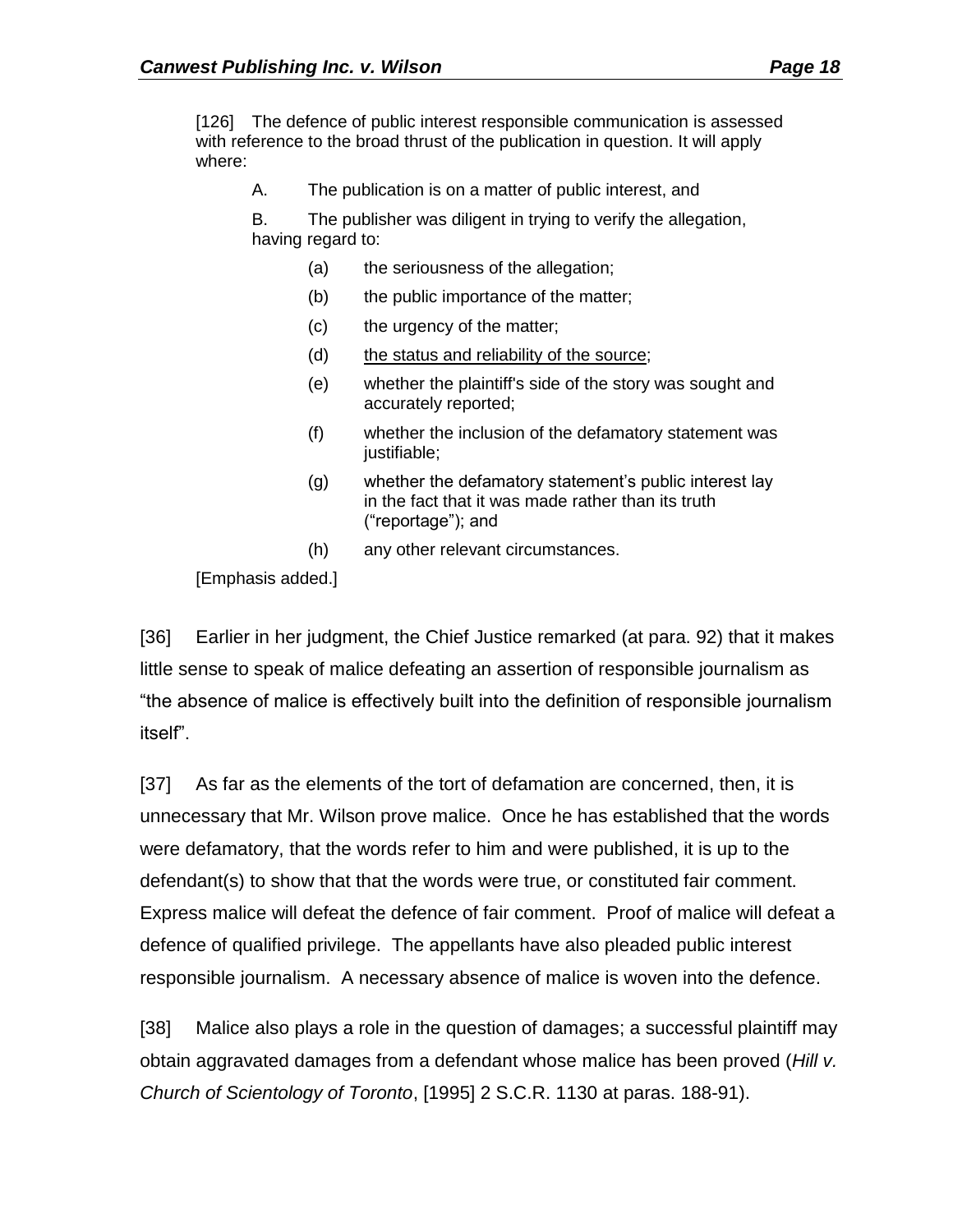> [126] The defence of public interest responsible communication is assessed with reference to the broad thrust of the publication in question. It will apply where:
>
> A. The publication is on a matter of public interest, and
>
> B. The publisher was diligent in trying to verify the allegation, having regard to:
>
> (a) the seriousness of the allegation;
>
> (b) the public importance of the matter;
>
> (c) the urgency of the matter;
>
> (d) <u>the status and reliability of the source</u>;
>
> (e) whether the plaintiff's side of the story was sought and accurately reported;
>
> (f) whether the inclusion of the defamatory statement was justifiable;
>
> (g) whether the defamatory statement's public interest lay in the fact that it was made rather than its truth ("reportage"); and
>
> (h) any other relevant circumstances.
>
> [Emphasis added.]

[36] Earlier in her judgment, the Chief Justice remarked (at para. 92) that it makes little sense to speak of malice defeating an assertion of responsible journalism as "the absence of malice is effectively built into the definition of responsible journalism itself".

[37] As far as the elements of the tort of defamation are concerned, then, it is unnecessary that Mr. Wilson prove malice. Once he has established that the words were defamatory, that the words refer to him and were published, it is up to the defendant(s) to show that that the words were true, or constituted fair comment. Express malice will defeat the defence of fair comment. Proof of malice will defeat a defence of qualified privilege. The appellants have also pleaded public interest responsible journalism. A necessary absence of malice is woven into the defence.

[38] Malice also plays a role in the question of damages; a successful plaintiff may obtain aggravated damages from a defendant whose malice has been proved (*Hill v. Church of Scientology of Toronto*, [1995] 2 S.C.R. 1130 at paras. 188-91).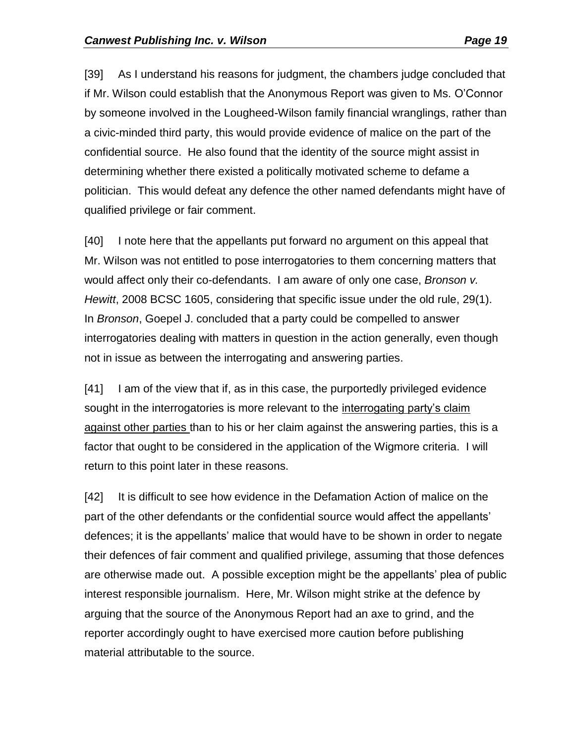[39] As I understand his reasons for judgment, the chambers judge concluded that if Mr. Wilson could establish that the Anonymous Report was given to Ms. O'Connor by someone involved in the Lougheed-Wilson family financial wranglings, rather than a civic-minded third party, this would provide evidence of malice on the part of the confidential source. He also found that the identity of the source might assist in determining whether there existed a politically motivated scheme to defame a politician. This would defeat any defence the other named defendants might have of qualified privilege or fair comment.

[40] I note here that the appellants put forward no argument on this appeal that Mr. Wilson was not entitled to pose interrogatories to them concerning matters that would affect only their co-defendants. I am aware of only one case, *Bronson v. Hewitt*, 2008 BCSC 1605, considering that specific issue under the old rule, 29(1). In *Bronson*, Goepel J. concluded that a party could be compelled to answer interrogatories dealing with matters in question in the action generally, even though not in issue as between the interrogating and answering parties.

[41] I am of the view that if, as in this case, the purportedly privileged evidence sought in the interrogatories is more relevant to the <u>interrogating party's claim against other parties</u> than to his or her claim against the answering parties, this is a factor that ought to be considered in the application of the Wigmore criteria. I will return to this point later in these reasons.

[42] It is difficult to see how evidence in the Defamation Action of malice on the part of the other defendants or the confidential source would affect the appellants' defences; it is the appellants' malice that would have to be shown in order to negate their defences of fair comment and qualified privilege, assuming that those defences are otherwise made out. A possible exception might be the appellants' plea of public interest responsible journalism. Here, Mr. Wilson might strike at the defence by arguing that the source of the Anonymous Report had an axe to grind, and the reporter accordingly ought to have exercised more caution before publishing material attributable to the source.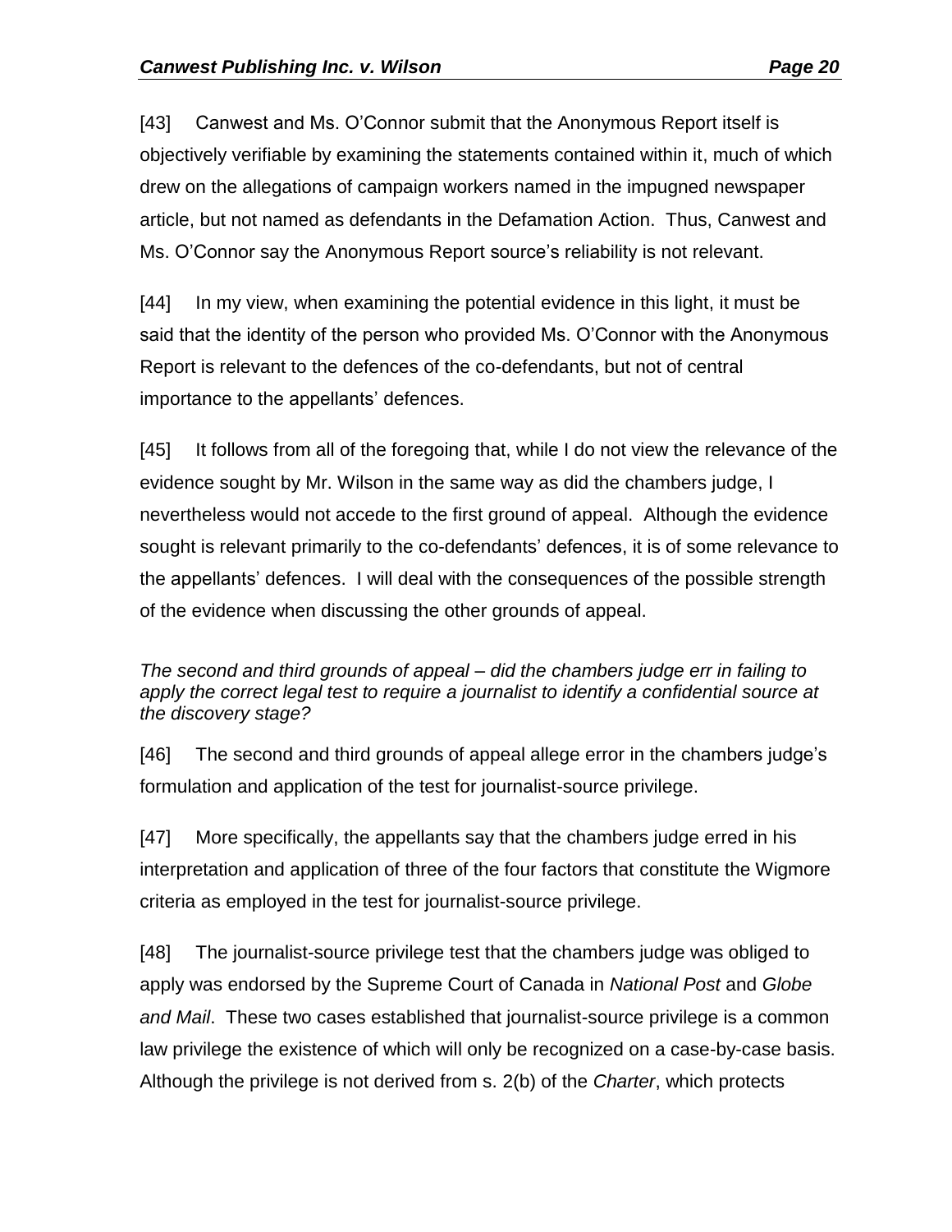[43] Canwest and Ms. O'Connor submit that the Anonymous Report itself is objectively verifiable by examining the statements contained within it, much of which drew on the allegations of campaign workers named in the impugned newspaper article, but not named as defendants in the Defamation Action. Thus, Canwest and Ms. O'Connor say the Anonymous Report source's reliability is not relevant.

[44] In my view, when examining the potential evidence in this light, it must be said that the identity of the person who provided Ms. O'Connor with the Anonymous Report is relevant to the defences of the co-defendants, but not of central importance to the appellants' defences.

[45] It follows from all of the foregoing that, while I do not view the relevance of the evidence sought by Mr. Wilson in the same way as did the chambers judge, I nevertheless would not accede to the first ground of appeal. Although the evidence sought is relevant primarily to the co-defendants' defences, it is of some relevance to the appellants' defences. I will deal with the consequences of the possible strength of the evidence when discussing the other grounds of appeal.

*The second and third grounds of appeal – did the chambers judge err in failing to apply the correct legal test to require a journalist to identify a confidential source at the discovery stage?*

[46] The second and third grounds of appeal allege error in the chambers judge's formulation and application of the test for journalist-source privilege.

[47] More specifically, the appellants say that the chambers judge erred in his interpretation and application of three of the four factors that constitute the Wigmore criteria as employed in the test for journalist-source privilege.

[48] The journalist-source privilege test that the chambers judge was obliged to apply was endorsed by the Supreme Court of Canada in *National Post* and *Globe and Mail*. These two cases established that journalist-source privilege is a common law privilege the existence of which will only be recognized on a case-by-case basis. Although the privilege is not derived from s. 2(b) of the *Charter*, which protects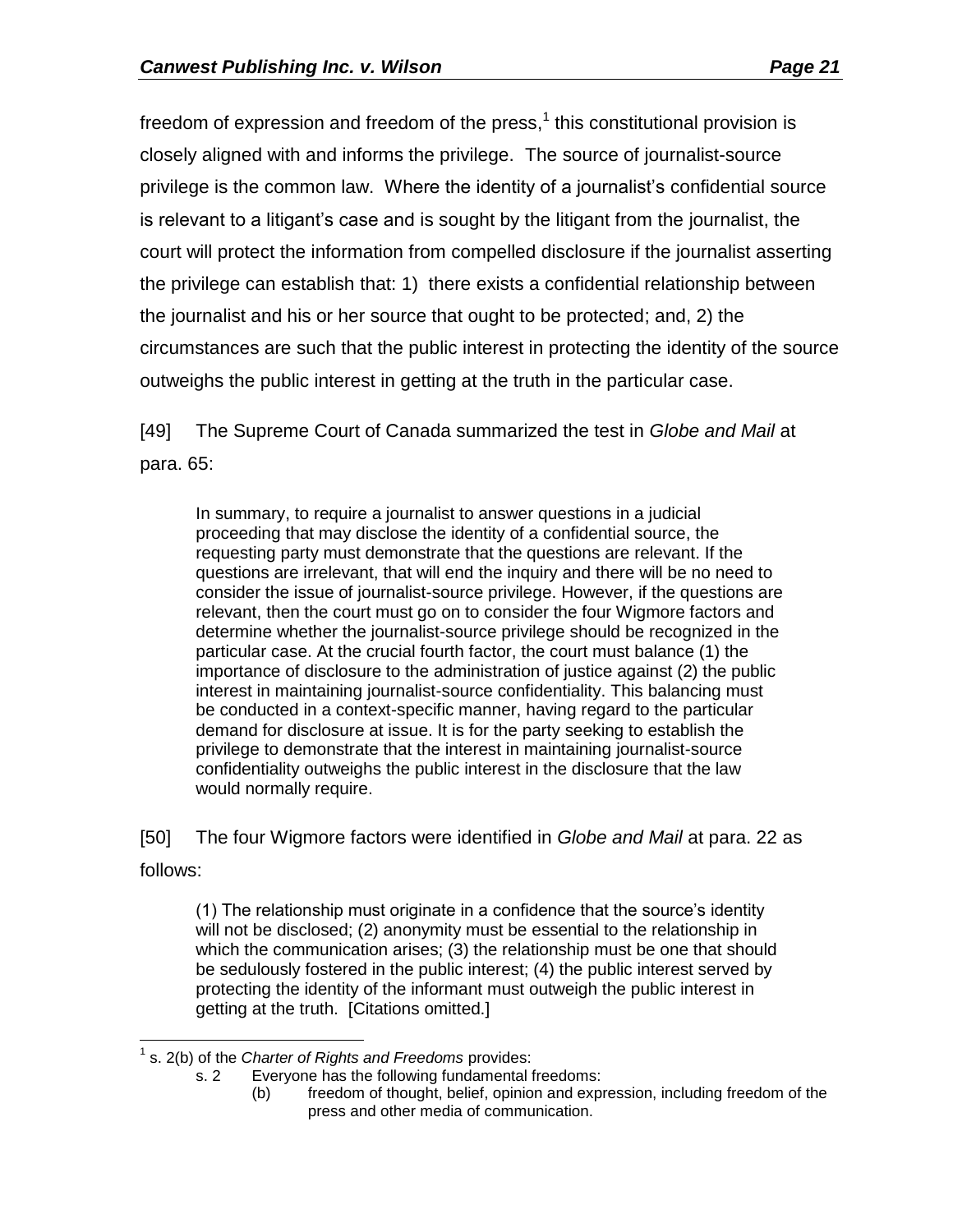freedom of expression and freedom of the press,[1] this constitutional provision is closely aligned with and informs the privilege. The source of journalist-source privilege is the common law. Where the identity of a journalist's confidential source is relevant to a litigant's case and is sought by the litigant from the journalist, the court will protect the information from compelled disclosure if the journalist asserting the privilege can establish that: 1) there exists a confidential relationship between the journalist and his or her source that ought to be protected; and, 2) the circumstances are such that the public interest in protecting the identity of the source outweighs the public interest in getting at the truth in the particular case.

[49] The Supreme Court of Canada summarized the test in *Globe and Mail* at para. 65:

> In summary, to require a journalist to answer questions in a judicial proceeding that may disclose the identity of a confidential source, the requesting party must demonstrate that the questions are relevant. If the questions are irrelevant, that will end the inquiry and there will be no need to consider the issue of journalist-source privilege. However, if the questions are relevant, then the court must go on to consider the four Wigmore factors and determine whether the journalist-source privilege should be recognized in the particular case. At the crucial fourth factor, the court must balance (1) the importance of disclosure to the administration of justice against (2) the public interest in maintaining journalist-source confidentiality. This balancing must be conducted in a context-specific manner, having regard to the particular demand for disclosure at issue. It is for the party seeking to establish the privilege to demonstrate that the interest in maintaining journalist-source confidentiality outweighs the public interest in the disclosure that the law would normally require.

[50] The four Wigmore factors were identified in *Globe and Mail* at para. 22 as follows:

> (1) The relationship must originate in a confidence that the source's identity will not be disclosed; (2) anonymity must be essential to the relationship in which the communication arises; (3) the relationship must be one that should be sedulously fostered in the public interest; (4) the public interest served by protecting the identity of the informant must outweigh the public interest in getting at the truth. [Citations omitted.]

---

[1] s. 2(b) of the *Charter of Rights and Freedoms* provides:

s. 2 Everyone has the following fundamental freedoms:

(b) freedom of thought, belief, opinion and expression, including freedom of the press and other media of communication.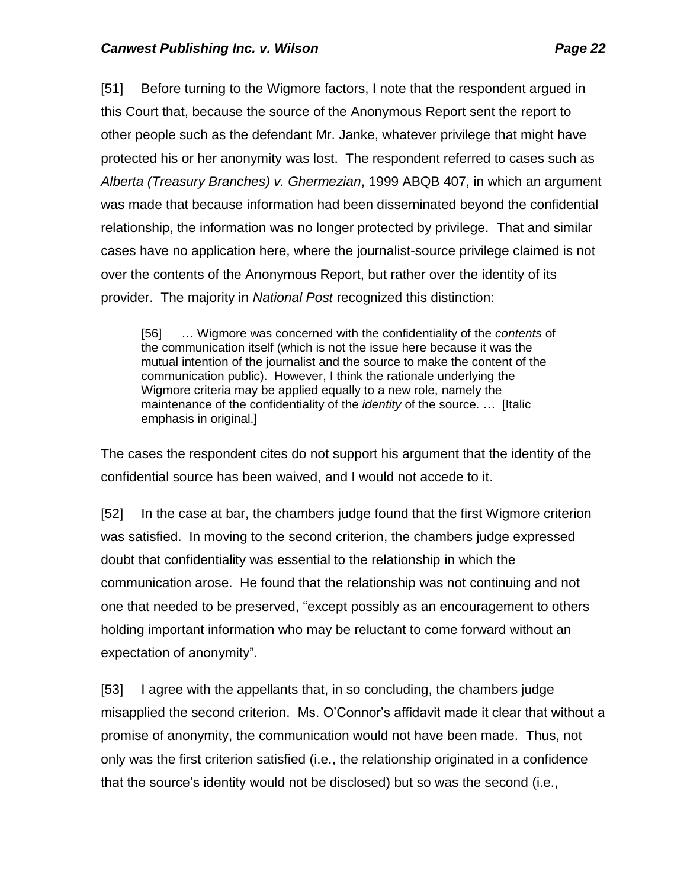[51] Before turning to the Wigmore factors, I note that the respondent argued in this Court that, because the source of the Anonymous Report sent the report to other people such as the defendant Mr. Janke, whatever privilege that might have protected his or her anonymity was lost. The respondent referred to cases such as *Alberta (Treasury Branches) v. Ghermezian*, 1999 ABQB 407, in which an argument was made that because information had been disseminated beyond the confidential relationship, the information was no longer protected by privilege. That and similar cases have no application here, where the journalist-source privilege claimed is not over the contents of the Anonymous Report, but rather over the identity of its provider. The majority in *National Post* recognized this distinction:

> [56] … Wigmore was concerned with the confidentiality of the *contents* of the communication itself (which is not the issue here because it was the mutual intention of the journalist and the source to make the content of the communication public). However, I think the rationale underlying the Wigmore criteria may be applied equally to a new role, namely the maintenance of the confidentiality of the *identity* of the source. … [Italic emphasis in original.]

The cases the respondent cites do not support his argument that the identity of the confidential source has been waived, and I would not accede to it.

[52] In the case at bar, the chambers judge found that the first Wigmore criterion was satisfied. In moving to the second criterion, the chambers judge expressed doubt that confidentiality was essential to the relationship in which the communication arose. He found that the relationship was not continuing and not one that needed to be preserved, "except possibly as an encouragement to others holding important information who may be reluctant to come forward without an expectation of anonymity".

[53] I agree with the appellants that, in so concluding, the chambers judge misapplied the second criterion. Ms. O'Connor's affidavit made it clear that without a promise of anonymity, the communication would not have been made. Thus, not only was the first criterion satisfied (i.e., the relationship originated in a confidence that the source's identity would not be disclosed) but so was the second (i.e.,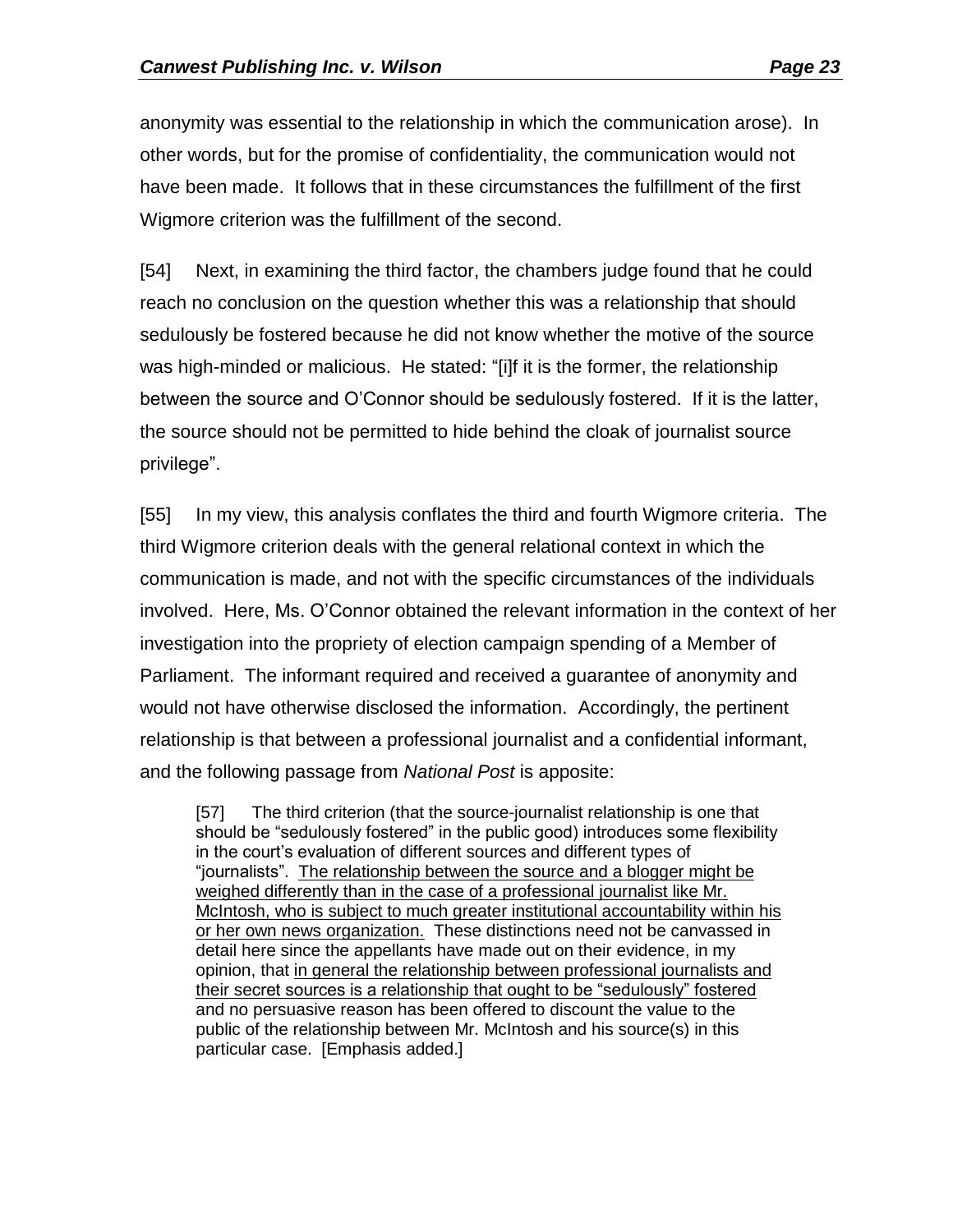anonymity was essential to the relationship in which the communication arose). In other words, but for the promise of confidentiality, the communication would not have been made. It follows that in these circumstances the fulfillment of the first Wigmore criterion was the fulfillment of the second.

[54] Next, in examining the third factor, the chambers judge found that he could reach no conclusion on the question whether this was a relationship that should sedulously be fostered because he did not know whether the motive of the source was high-minded or malicious. He stated: "[i]f it is the former, the relationship between the source and O'Connor should be sedulously fostered. If it is the latter, the source should not be permitted to hide behind the cloak of journalist source privilege".

[55] In my view, this analysis conflates the third and fourth Wigmore criteria. The third Wigmore criterion deals with the general relational context in which the communication is made, and not with the specific circumstances of the individuals involved. Here, Ms. O'Connor obtained the relevant information in the context of her investigation into the propriety of election campaign spending of a Member of Parliament. The informant required and received a guarantee of anonymity and would not have otherwise disclosed the information. Accordingly, the pertinent relationship is that between a professional journalist and a confidential informant, and the following passage from *National Post* is apposite:

> [57] The third criterion (that the source-journalist relationship is one that should be "sedulously fostered" in the public good) introduces some flexibility in the court's evaluation of different sources and different types of "journalists". <u>The relationship between the source and a blogger might be weighed differently than in the case of a professional journalist like Mr. McIntosh, who is subject to much greater institutional accountability within his or her own news organization.</u> These distinctions need not be canvassed in detail here since the appellants have made out on their evidence, in my opinion, that <u>in general the relationship between professional journalists and their secret sources is a relationship that ought to be "sedulously" fostered</u> and no persuasive reason has been offered to discount the value to the public of the relationship between Mr. McIntosh and his source(s) in this particular case. [Emphasis added.]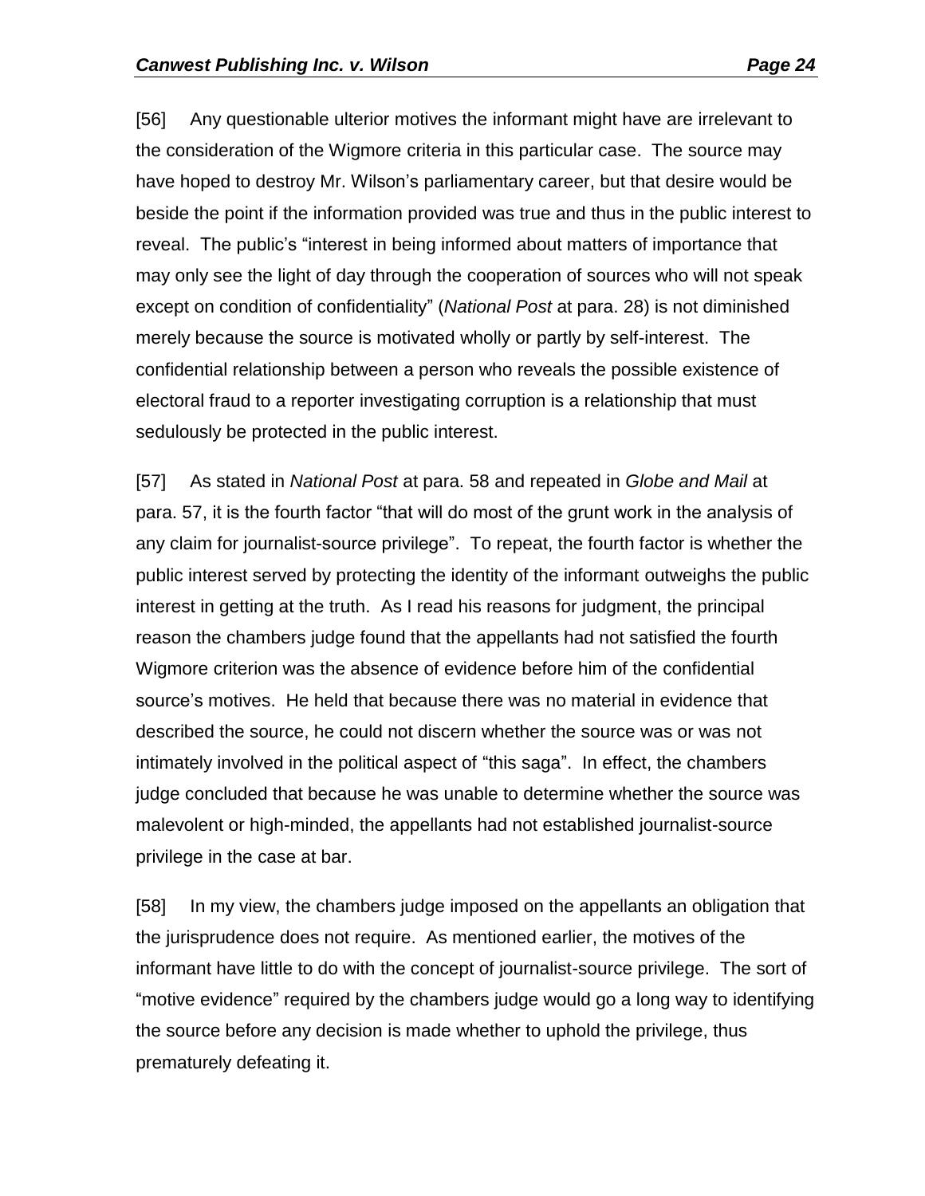[56] Any questionable ulterior motives the informant might have are irrelevant to the consideration of the Wigmore criteria in this particular case. The source may have hoped to destroy Mr. Wilson's parliamentary career, but that desire would be beside the point if the information provided was true and thus in the public interest to reveal. The public's "interest in being informed about matters of importance that may only see the light of day through the cooperation of sources who will not speak except on condition of confidentiality" (*National Post* at para. 28) is not diminished merely because the source is motivated wholly or partly by self-interest. The confidential relationship between a person who reveals the possible existence of electoral fraud to a reporter investigating corruption is a relationship that must sedulously be protected in the public interest.

[57] As stated in *National Post* at para. 58 and repeated in *Globe and Mail* at para. 57, it is the fourth factor "that will do most of the grunt work in the analysis of any claim for journalist-source privilege". To repeat, the fourth factor is whether the public interest served by protecting the identity of the informant outweighs the public interest in getting at the truth. As I read his reasons for judgment, the principal reason the chambers judge found that the appellants had not satisfied the fourth Wigmore criterion was the absence of evidence before him of the confidential source's motives. He held that because there was no material in evidence that described the source, he could not discern whether the source was or was not intimately involved in the political aspect of "this saga". In effect, the chambers judge concluded that because he was unable to determine whether the source was malevolent or high-minded, the appellants had not established journalist-source privilege in the case at bar.

[58] In my view, the chambers judge imposed on the appellants an obligation that the jurisprudence does not require. As mentioned earlier, the motives of the informant have little to do with the concept of journalist-source privilege. The sort of "motive evidence" required by the chambers judge would go a long way to identifying the source before any decision is made whether to uphold the privilege, thus prematurely defeating it.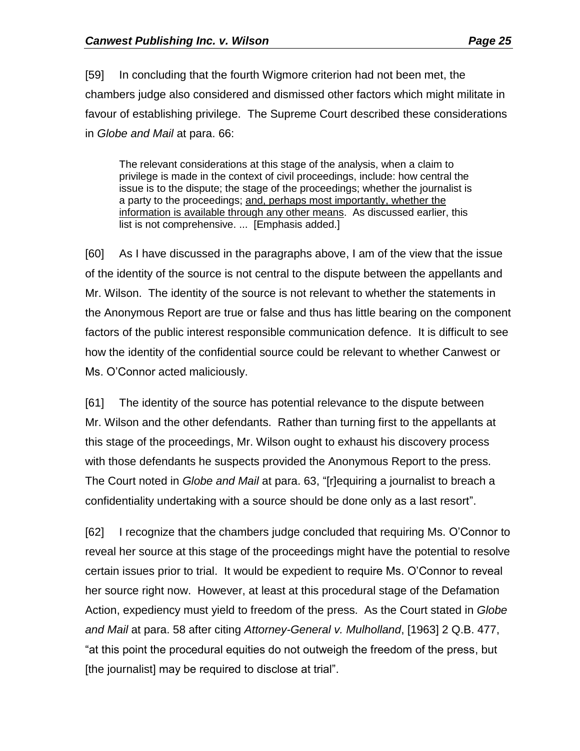[59] In concluding that the fourth Wigmore criterion had not been met, the chambers judge also considered and dismissed other factors which might militate in favour of establishing privilege. The Supreme Court described these considerations in *Globe and Mail* at para. 66:

> The relevant considerations at this stage of the analysis, when a claim to privilege is made in the context of civil proceedings, include: how central the issue is to the dispute; the stage of the proceedings; whether the journalist is a party to the proceedings; <u>and, perhaps most importantly, whether the information is available through any other means</u>. As discussed earlier, this list is not comprehensive. ... [Emphasis added.]

[60] As I have discussed in the paragraphs above, I am of the view that the issue of the identity of the source is not central to the dispute between the appellants and Mr. Wilson. The identity of the source is not relevant to whether the statements in the Anonymous Report are true or false and thus has little bearing on the component factors of the public interest responsible communication defence. It is difficult to see how the identity of the confidential source could be relevant to whether Canwest or Ms. O'Connor acted maliciously.

[61] The identity of the source has potential relevance to the dispute between Mr. Wilson and the other defendants. Rather than turning first to the appellants at this stage of the proceedings, Mr. Wilson ought to exhaust his discovery process with those defendants he suspects provided the Anonymous Report to the press. The Court noted in *Globe and Mail* at para. 63, "[r]equiring a journalist to breach a confidentiality undertaking with a source should be done only as a last resort".

[62] I recognize that the chambers judge concluded that requiring Ms. O'Connor to reveal her source at this stage of the proceedings might have the potential to resolve certain issues prior to trial. It would be expedient to require Ms. O'Connor to reveal her source right now. However, at least at this procedural stage of the Defamation Action, expediency must yield to freedom of the press. As the Court stated in *Globe and Mail* at para. 58 after citing *Attorney-General v. Mulholland*, [1963] 2 Q.B. 477, "at this point the procedural equities do not outweigh the freedom of the press, but [the journalist] may be required to disclose at trial".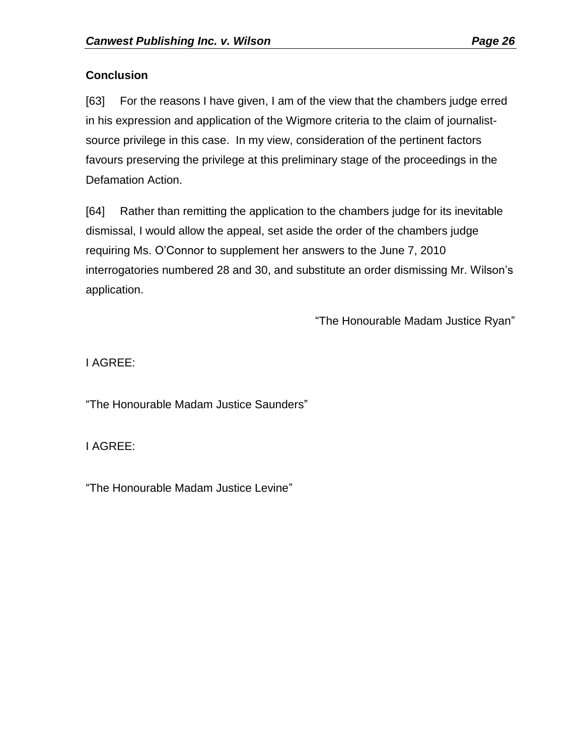**Conclusion**

[63] For the reasons I have given, I am of the view that the chambers judge erred in his expression and application of the Wigmore criteria to the claim of journalist-source privilege in this case. In my view, consideration of the pertinent factors favours preserving the privilege at this preliminary stage of the proceedings in the Defamation Action.

[64] Rather than remitting the application to the chambers judge for its inevitable dismissal, I would allow the appeal, set aside the order of the chambers judge requiring Ms. O'Connor to supplement her answers to the June 7, 2010 interrogatories numbered 28 and 30, and substitute an order dismissing Mr. Wilson's application.

"The Honourable Madam Justice Ryan"

I AGREE:

"The Honourable Madam Justice Saunders"

I AGREE:

"The Honourable Madam Justice Levine"